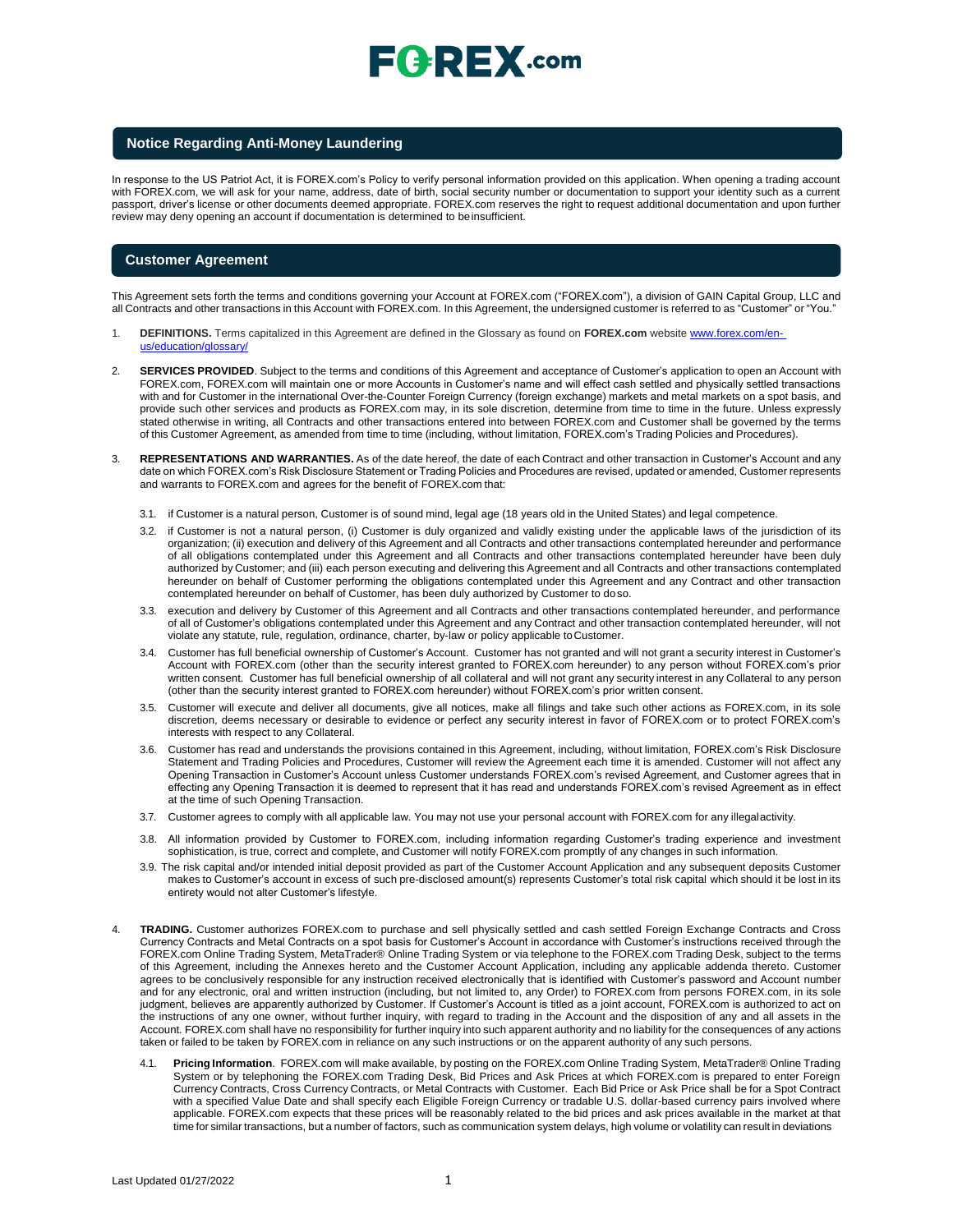## Notice Regarding Anti-Money Laundering

In response to the US Patriot Act, it is FOREX.com's Policy to verify personal information provided on this application. When opening a trading account with FOREX.com, we will ask for your name, address, date of birth, social security number or documentation to support your identity such as a current passport, driver's license or other documents deemed appropriate. FOREX.com reserves the right to request additional documentation and upon further review may deny opening an account if documentation is determined to be insufficient.

## Customer Agreement

This Agreement sets forth the terms and conditions governing your Account at FOREX.com ("FOREX.com"), a division of GAIN Capital Group, LLC and all Contracts and other transactions in this Account with FOREX.com. In this Agreement, the undersigned customer is referred to as "Customer" or "You."

1. **DEFINITIONS.** Terms capitalized in this Agreement are defined in the Glossary as found on **FOREX.com** website www.forex.com/en-us/education/glossary/

2. **SERVICES PROVIDED**. Subject to the terms and conditions of this Agreement and acceptance of Customer's application to open an Account with FOREX.com, FOREX.com will maintain one or more Accounts in Customer's name and will effect cash settled and physically settled transactions with and for Customer in the international Over-the-Counter Foreign Currency (foreign exchange) markets and metal markets on a spot basis, and provide such other services and products as FOREX.com may, in its sole discretion, determine from time to time in the future. Unless expressly stated otherwise in writing, all Contracts and other transactions entered into between FOREX.com and Customer shall be governed by the terms of this Customer Agreement, as amended from time to time (including, without limitation, FOREX.com's Trading Policies and Procedures).

3. **REPRESENTATIONS AND WARRANTIES.** As of the date hereof, the date of each Contract and other transaction in Customer's Account and any date on which FOREX.com's Risk Disclosure Statement or Trading Policies and Procedures are revised, updated or amended, Customer represents and warrants to FOREX.com and agrees for the benefit of FOREX.com that:

   3.1. if Customer is a natural person, Customer is of sound mind, legal age (18 years old in the United States) and legal competence.

   3.2. if Customer is not a natural person, (i) Customer is duly organized and validly existing under the applicable laws of the jurisdiction of its organization; (ii) execution and delivery of this Agreement and all Contracts and other transactions contemplated hereunder and performance of all obligations contemplated under this Agreement and all Contracts and other transactions contemplated hereunder have been duly authorized by Customer; and (iii) each person executing and delivering this Agreement and all Contracts and other transactions contemplated hereunder on behalf of Customer performing the obligations contemplated under this Agreement and any Contract and other transaction contemplated hereunder on behalf of Customer, has been duly authorized by Customer to do so.

   3.3. execution and delivery by Customer of this Agreement and all Contracts and other transactions contemplated hereunder, and performance of all of Customer's obligations contemplated under this Agreement and any Contract and other transaction contemplated hereunder, will not violate any statute, rule, regulation, ordinance, charter, by-law or policy applicable to Customer.

   3.4. Customer has full beneficial ownership of Customer's Account. Customer has not granted and will not grant a security interest in Customer's Account with FOREX.com (other than the security interest granted to FOREX.com hereunder) to any person without FOREX.com's prior written consent. Customer has full beneficial ownership of all collateral and will not grant any security interest in any Collateral to any person (other than the security interest granted to FOREX.com hereunder) without FOREX.com's prior written consent.

   3.5. Customer will execute and deliver all documents, give all notices, make all filings and take such other actions as FOREX.com, in its sole discretion, deems necessary or desirable to evidence or perfect any security interest in favor of FOREX.com or to protect FOREX.com's interests with respect to any Collateral.

   3.6. Customer has read and understands the provisions contained in this Agreement, including, without limitation, FOREX.com's Risk Disclosure Statement and Trading Policies and Procedures, Customer will review the Agreement each time it is amended. Customer will not affect any Opening Transaction in Customer's Account unless Customer understands FOREX.com's revised Agreement, and Customer agrees that in effecting any Opening Transaction it is deemed to represent that it has read and understands FOREX.com's revised Agreement as in effect at the time of such Opening Transaction.

   3.7. Customer agrees to comply with all applicable law. You may not use your personal account with FOREX.com for any illegal activity.

   3.8. All information provided by Customer to FOREX.com, including information regarding Customer's trading experience and investment sophistication, is true, correct and complete, and Customer will notify FOREX.com promptly of any changes in such information.

   3.9. The risk capital and/or intended initial deposit provided as part of the Customer Account Application and any subsequent deposits Customer makes to Customer's account in excess of such pre-disclosed amount(s) represents Customer's total risk capital which should it be lost in its entirety would not alter Customer's lifestyle.

4. **TRADING.** Customer authorizes FOREX.com to purchase and sell physically settled and cash settled Foreign Exchange Contracts and Cross Currency Contracts and Metal Contracts on a spot basis for Customer's Account in accordance with Customer's instructions received through the FOREX.com Online Trading System, MetaTrader® Online Trading System or via telephone to the FOREX.com Trading Desk, subject to the terms of this Agreement, including the Annexes hereto and the Customer Account Application, including any applicable addenda thereto. Customer agrees to be conclusively responsible for any instruction received electronically that is identified with Customer's password and Account number and for any electronic, oral and written instruction (including, but not limited to, any Order) to FOREX.com from persons FOREX.com, in its sole judgment, believes are apparently authorized by Customer. If Customer's Account is titled as a joint account, FOREX.com is authorized to act on the instructions of any one owner, without further inquiry, with regard to trading in the Account and the disposition of any and all assets in the Account. FOREX.com shall have no responsibility for further inquiry into such apparent authority and no liability for the consequences of any actions taken or failed to be taken by FOREX.com in reliance on any such instructions or on the apparent authority of any such persons.

   4.1. **Pricing Information**. FOREX.com will make available, by posting on the FOREX.com Online Trading System, MetaTrader® Online Trading System or by telephoning the FOREX.com Trading Desk, Bid Prices and Ask Prices at which FOREX.com is prepared to enter Foreign Currency Contracts, Cross Currency Contracts, or Metal Contracts with Customer. Each Bid Price or Ask Price shall be for a Spot Contract with a specified Value Date and shall specify each Eligible Foreign Currency or tradable U.S. dollar-based currency pairs involved where applicable. FOREX.com expects that these prices will be reasonably related to the bid prices and ask prices available in the market at that time for similar transactions, but a number of factors, such as communication system delays, high volume or volatility can result in deviations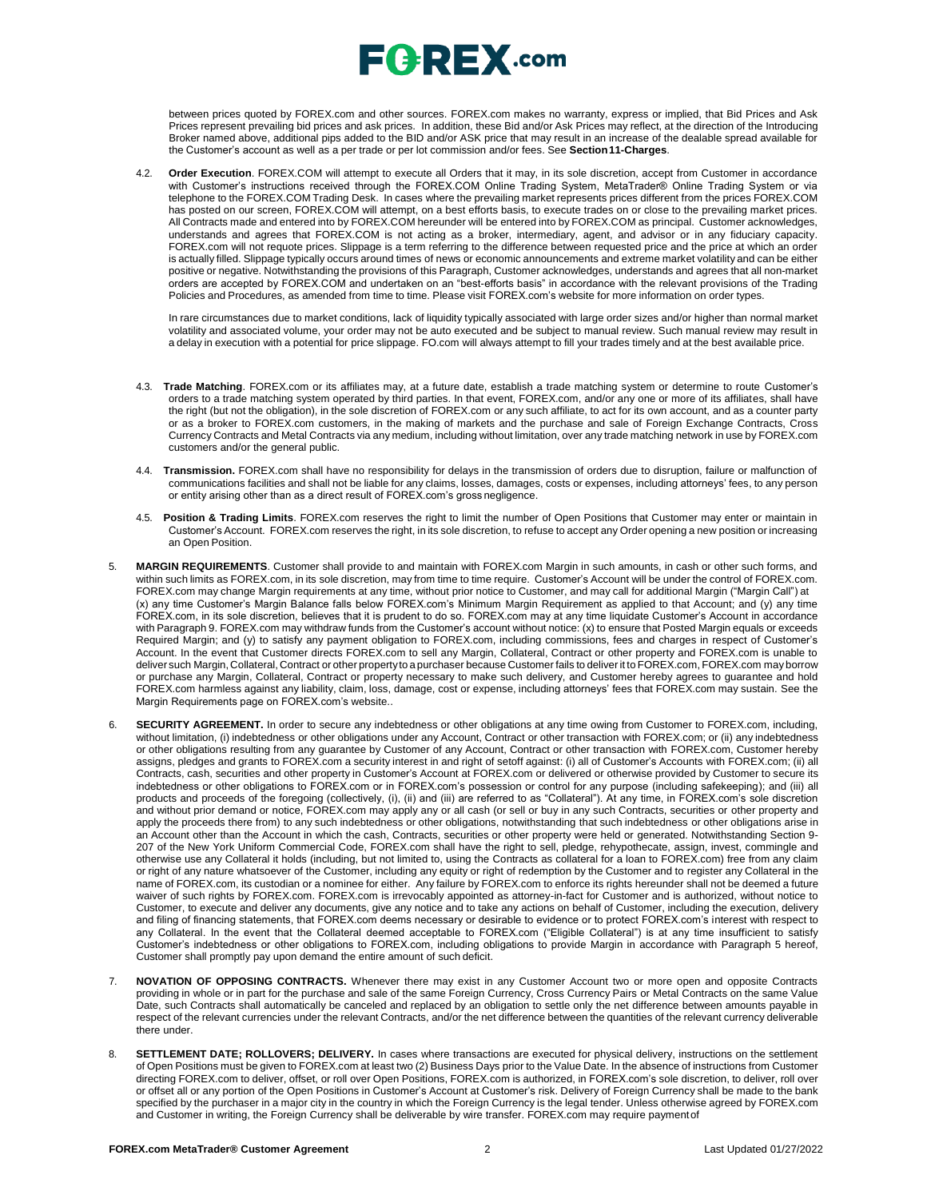between prices quoted by FOREX.com and other sources. FOREX.com makes no warranty, express or implied, that Bid Prices and Ask Prices represent prevailing bid prices and ask prices. In addition, these Bid and/or Ask Prices may reflect, at the direction of the Introducing Broker named above, additional pips added to the BID and/or ASK price that may result in an increase of the dealable spread available for the Customer's account as well as a per trade or per lot commission and/or fees. See **Section11-Charges**.

4.2. **Order Execution**. FOREX.COM will attempt to execute all Orders that it may, in its sole discretion, accept from Customer in accordance with Customer's instructions received through the FOREX.COM Online Trading System, MetaTrader® Online Trading System or via telephone to the FOREX.COM Trading Desk. In cases where the prevailing market represents prices different from the prices FOREX.COM has posted on our screen, FOREX.COM will attempt, on a best efforts basis, to execute trades on or close to the prevailing market prices. All Contracts made and entered into by FOREX.COM hereunder will be entered into by FOREX.COM as principal. Customer acknowledges, understands and agrees that FOREX.COM is not acting as a broker, intermediary, agent, and advisor or in any fiduciary capacity. FOREX.com will not requote prices. Slippage is a term referring to the difference between requested price and the price at which an order is actually filled. Slippage typically occurs around times of news or economic announcements and extreme market volatility and can be either positive or negative. Notwithstanding the provisions of this Paragraph, Customer acknowledges, understands and agrees that all non-market orders are accepted by FOREX.COM and undertaken on an "best-efforts basis" in accordance with the relevant provisions of the Trading Policies and Procedures, as amended from time to time. Please visit FOREX.com's website for more information on order types.

In rare circumstances due to market conditions, lack of liquidity typically associated with large order sizes and/or higher than normal market volatility and associated volume, your order may not be auto executed and be subject to manual review. Such manual review may result in a delay in execution with a potential for price slippage. FO.com will always attempt to fill your trades timely and at the best available price.

4.3. **Trade Matching**. FOREX.com or its affiliates may, at a future date, establish a trade matching system or determine to route Customer's orders to a trade matching system operated by third parties. In that event, FOREX.com, and/or any one or more of its affiliates, shall have the right (but not the obligation), in the sole discretion of FOREX.com or any such affiliate, to act for its own account, and as a counter party or as a broker to FOREX.com customers, in the making of markets and the purchase and sale of Foreign Exchange Contracts, Cross Currency Contracts and Metal Contracts via any medium, including without limitation, over any trade matching network in use by FOREX.com customers and/or the general public.

4.4. **Transmission.** FOREX.com shall have no responsibility for delays in the transmission of orders due to disruption, failure or malfunction of communications facilities and shall not be liable for any claims, losses, damages, costs or expenses, including attorneys' fees, to any person or entity arising other than as a direct result of FOREX.com's gross negligence.

4.5. **Position & Trading Limits**. FOREX.com reserves the right to limit the number of Open Positions that Customer may enter or maintain in Customer's Account. FOREX.com reserves the right, in its sole discretion, to refuse to accept any Order opening a new position or increasing an Open Position.

5. **MARGIN REQUIREMENTS**. Customer shall provide to and maintain with FOREX.com Margin in such amounts, in cash or other such forms, and within such limits as FOREX.com, in its sole discretion, may from time to time require. Customer's Account will be under the control of FOREX.com. FOREX.com may change Margin requirements at any time, without prior notice to Customer, and may call for additional Margin ("Margin Call") at (x) any time Customer's Margin Balance falls below FOREX.com's Minimum Margin Requirement as applied to that Account; and (y) any time FOREX.com, in its sole discretion, believes that it is prudent to do so. FOREX.com may at any time liquidate Customer's Account in accordance with Paragraph 9. FOREX.com may withdraw funds from the Customer's account without notice: (x) to ensure that Posted Margin equals or exceeds Required Margin; and (y) to satisfy any payment obligation to FOREX.com, including commissions, fees and charges in respect of Customer's Account. In the event that Customer directs FOREX.com to sell any Margin, Collateral, Contract or other property and FOREX.com is unable to deliver such Margin, Collateral, Contract or other property to a purchaser because Customer fails to deliver it to FOREX.com, FOREX.com may borrow or purchase any Margin, Collateral, Contract or property necessary to make such delivery, and Customer hereby agrees to guarantee and hold FOREX.com harmless against any liability, claim, loss, damage, cost or expense, including attorneys' fees that FOREX.com may sustain. See the Margin Requirements page on FOREX.com's website..

6. **SECURITY AGREEMENT.** In order to secure any indebtedness or other obligations at any time owing from Customer to FOREX.com, including, without limitation, (i) indebtedness or other obligations under any Account, Contract or other transaction with FOREX.com; or (ii) any indebtedness or other obligations resulting from any guarantee by Customer of any Account, Contract or other transaction with FOREX.com, Customer hereby assigns, pledges and grants to FOREX.com a security interest in and right of setoff against: (i) all of Customer's Accounts with FOREX.com; (ii) all Contracts, cash, securities and other property in Customer's Account at FOREX.com or delivered or otherwise provided by Customer to secure its indebtedness or other obligations to FOREX.com or in FOREX.com's possession or control for any purpose (including safekeeping); and (iii) all products and proceeds of the foregoing (collectively, (i), (ii) and (iii) are referred to as "Collateral"). At any time, in FOREX.com's sole discretion and without prior demand or notice, FOREX.com may apply any or all cash (or sell or buy in any such Contracts, securities or other property and apply the proceeds there from) to any such indebtedness or other obligations, notwithstanding that such indebtedness or other obligations arise in an Account other than the Account in which the cash, Contracts, securities or other property were held or generated. Notwithstanding Section 9-207 of the New York Uniform Commercial Code, FOREX.com shall have the right to sell, pledge, rehypothecate, assign, invest, commingle and otherwise use any Collateral it holds (including, but not limited to, using the Contracts as collateral for a loan to FOREX.com) free from any claim or right of any nature whatsoever of the Customer, including any equity or right of redemption by the Customer and to register any Collateral in the name of FOREX.com, its custodian or a nominee for either. Any failure by FOREX.com to enforce its rights hereunder shall not be deemed a future waiver of such rights by FOREX.com. FOREX.com is irrevocably appointed as attorney-in-fact for Customer and is authorized, without notice to Customer, to execute and deliver any documents, give any notice and to take any actions on behalf of Customer, including the execution, delivery and filing of financing statements, that FOREX.com deems necessary or desirable to evidence or to protect FOREX.com's interest with respect to any Collateral. In the event that the Collateral deemed acceptable to FOREX.com ("Eligible Collateral") is at any time insufficient to satisfy Customer's indebtedness or other obligations to FOREX.com, including obligations to provide Margin in accordance with Paragraph 5 hereof, Customer shall promptly pay upon demand the entire amount of such deficit.

7. **NOVATION OF OPPOSING CONTRACTS.** Whenever there may exist in any Customer Account two or more open and opposite Contracts providing in whole or in part for the purchase and sale of the same Foreign Currency, Cross Currency Pairs or Metal Contracts on the same Value Date, such Contracts shall automatically be canceled and replaced by an obligation to settle only the net difference between amounts payable in respect of the relevant currencies under the relevant Contracts, and/or the net difference between the quantities of the relevant currency deliverable there under.

8. **SETTLEMENT DATE; ROLLOVERS; DELIVERY.** In cases where transactions are executed for physical delivery, instructions on the settlement of Open Positions must be given to FOREX.com at least two (2) Business Days prior to the Value Date. In the absence of instructions from Customer directing FOREX.com to deliver, offset, or roll over Open Positions, FOREX.com is authorized, in FOREX.com's sole discretion, to deliver, roll over or offset all or any portion of the Open Positions in Customer's Account at Customer's risk. Delivery of Foreign Currency shall be made to the bank specified by the purchaser in a major city in the country in which the Foreign Currency is the legal tender. Unless otherwise agreed by FOREX.com and Customer in writing, the Foreign Currency shall be deliverable by wire transfer. FOREX.com may require payment of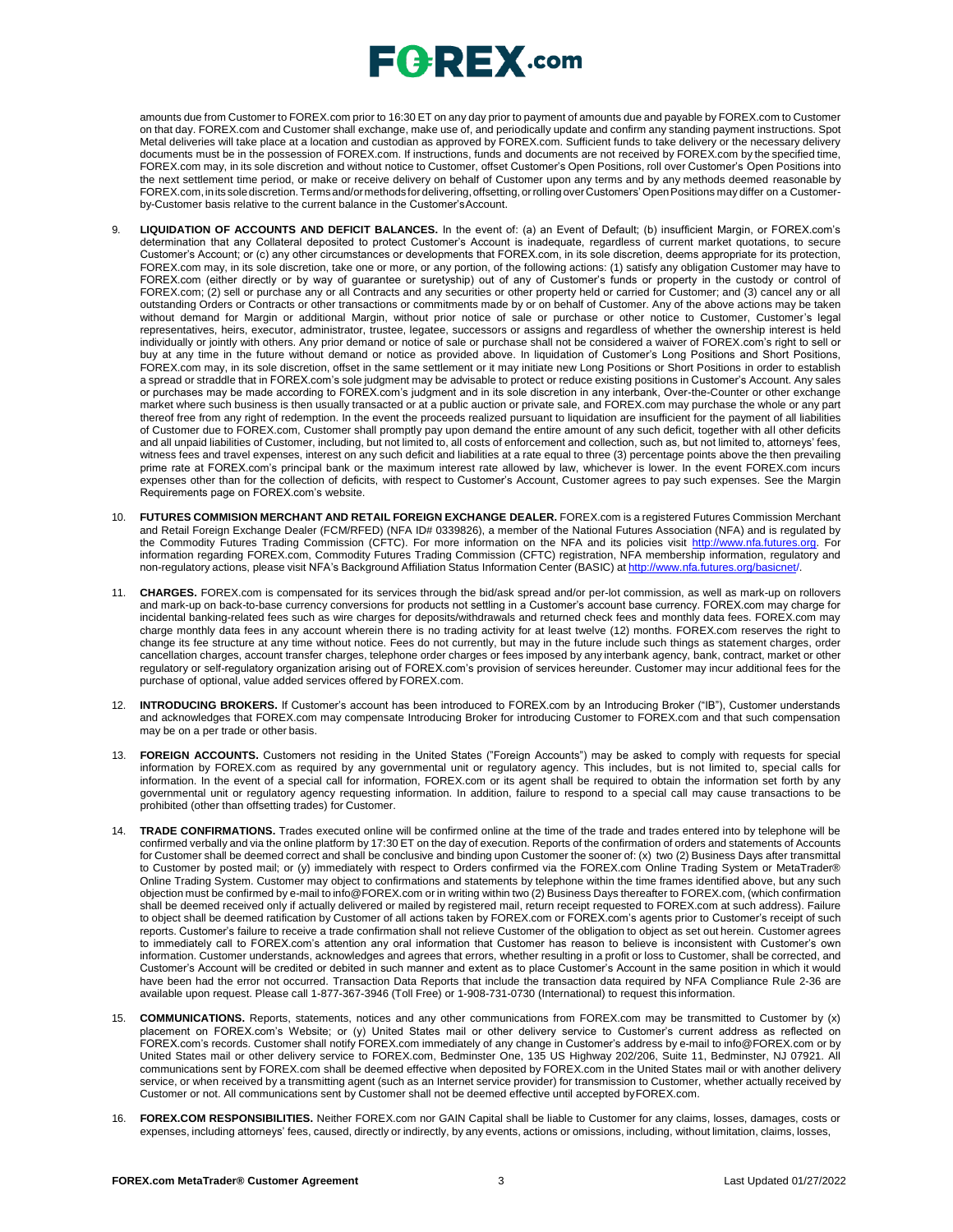amounts due from Customer to FOREX.com prior to 16:30 ET on any day prior to payment of amounts due and payable by FOREX.com to Customer on that day. FOREX.com and Customer shall exchange, make use of, and periodically update and confirm any standing payment instructions. Spot Metal deliveries will take place at a location and custodian as approved by FOREX.com. Sufficient funds to take delivery or the necessary delivery documents must be in the possession of FOREX.com. If instructions, funds and documents are not received by FOREX.com by the specified time, FOREX.com may, in its sole discretion and without notice to Customer, offset Customer's Open Positions, roll over Customer's Open Positions into the next settlement time period, or make or receive delivery on behalf of Customer upon any terms and by any methods deemed reasonable by FOREX.com, in its sole discretion. Terms and/or methods for delivering, offsetting, or rolling over Customers' Open Positions may differ on a Customer-by-Customer basis relative to the current balance in the Customer's Account.

9. **LIQUIDATION OF ACCOUNTS AND DEFICIT BALANCES.** In the event of: (a) an Event of Default; (b) insufficient Margin, or FOREX.com's determination that any Collateral deposited to protect Customer's Account is inadequate, regardless of current market quotations, to secure Customer's Account; or (c) any other circumstances or developments that FOREX.com, in its sole discretion, deems appropriate for its protection, FOREX.com may, in its sole discretion, take one or more, or any portion, of the following actions: (1) satisfy any obligation Customer may have to FOREX.com (either directly or by way of guarantee or suretyship) out of any of Customer's funds or property in the custody or control of FOREX.com; (2) sell or purchase any or all Contracts and any securities or other property held or carried for Customer; and (3) cancel any or all outstanding Orders or Contracts or other transactions or commitments made by or on behalf of Customer. Any of the above actions may be taken without demand for Margin or additional Margin, without prior notice of sale or purchase or other notice to Customer, Customer's legal representatives, heirs, executor, administrator, trustee, legatee, successors or assigns and regardless of whether the ownership interest is held individually or jointly with others. Any prior demand or notice of sale or purchase shall not be considered a waiver of FOREX.com's right to sell or buy at any time in the future without demand or notice as provided above. In liquidation of Customer's Long Positions and Short Positions, FOREX.com may, in its sole discretion, offset in the same settlement or it may initiate new Long Positions or Short Positions in order to establish a spread or straddle that in FOREX.com's sole judgment may be advisable to protect or reduce existing positions in Customer's Account. Any sales or purchases may be made according to FOREX.com's judgment and in its sole discretion in any interbank, Over-the-Counter or other exchange market where such business is then usually transacted or at a public auction or private sale, and FOREX.com may purchase the whole or any part thereof free from any right of redemption. In the event the proceeds realized pursuant to liquidation are insufficient for the payment of all liabilities of Customer due to FOREX.com, Customer shall promptly pay upon demand the entire amount of any such deficit, together with all other deficits and all unpaid liabilities of Customer, including, but not limited to, all costs of enforcement and collection, such as, but not limited to, attorneys' fees, witness fees and travel expenses, interest on any such deficit and liabilities at a rate equal to three (3) percentage points above the then prevailing prime rate at FOREX.com's principal bank or the maximum interest rate allowed by law, whichever is lower. In the event FOREX.com incurs expenses other than for the collection of deficits, with respect to Customer's Account, Customer agrees to pay such expenses. See the Margin Requirements page on FOREX.com's website.

10. **FUTURES COMMISION MERCHANT AND RETAIL FOREIGN EXCHANGE DEALER.** FOREX.com is a registered Futures Commission Merchant and Retail Foreign Exchange Dealer (FCM/RFED) (NFA ID# 0339826), a member of the National Futures Association (NFA) and is regulated by the Commodity Futures Trading Commission (CFTC). For more information on the NFA and its policies visit http://www.nfa.futures.org. For information regarding FOREX.com, Commodity Futures Trading Commission (CFTC) registration, NFA membership information, regulatory and non-regulatory actions, please visit NFA's Background Affiliation Status Information Center (BASIC) at http://www.nfa.futures.org/basicnet/.

11. **CHARGES.** FOREX.com is compensated for its services through the bid/ask spread and/or per-lot commission, as well as mark-up on rollovers and mark-up on back-to-base currency conversions for products not settling in a Customer's account base currency. FOREX.com may charge for incidental banking-related fees such as wire charges for deposits/withdrawals and returned check fees and monthly data fees. FOREX.com may charge monthly data fees in any account wherein there is no trading activity for at least twelve (12) months. FOREX.com reserves the right to change its fee structure at any time without notice. Fees do not currently, but may in the future include such things as statement charges, order cancellation charges, account transfer charges, telephone order charges or fees imposed by any interbank agency, bank, contract, market or other regulatory or self-regulatory organization arising out of FOREX.com's provision of services hereunder. Customer may incur additional fees for the purchase of optional, value added services offered by FOREX.com.

12. **INTRODUCING BROKERS.** If Customer's account has been introduced to FOREX.com by an Introducing Broker ("IB"), Customer understands and acknowledges that FOREX.com may compensate Introducing Broker for introducing Customer to FOREX.com and that such compensation may be on a per trade or other basis.

13. **FOREIGN ACCOUNTS.** Customers not residing in the United States ("Foreign Accounts") may be asked to comply with requests for special information by FOREX.com as required by any governmental unit or regulatory agency. This includes, but is not limited to, special calls for information. In the event of a special call for information, FOREX.com or its agent shall be required to obtain the information set forth by any governmental unit or regulatory agency requesting information. In addition, failure to respond to a special call may cause transactions to be prohibited (other than offsetting trades) for Customer.

14. **TRADE CONFIRMATIONS.** Trades executed online will be confirmed online at the time of the trade and trades entered into by telephone will be confirmed verbally and via the online platform by 17:30 ET on the day of execution. Reports of the confirmation of orders and statements of Accounts for Customer shall be deemed correct and shall be conclusive and binding upon Customer the sooner of: (x) two (2) Business Days after transmittal to Customer by posted mail; or (y) immediately with respect to Orders confirmed via the FOREX.com Online Trading System or MetaTrader® Online Trading System. Customer may object to confirmations and statements by telephone within the time frames identified above, but any such objection must be confirmed by e-mail to info@FOREX.com or in writing within two (2) Business Days thereafter to FOREX.com, (which confirmation shall be deemed received only if actually delivered or mailed by registered mail, return receipt requested to FOREX.com at such address). Failure to object shall be deemed ratification by Customer of all actions taken by FOREX.com or FOREX.com's agents prior to Customer's receipt of such reports. Customer's failure to receive a trade confirmation shall not relieve Customer of the obligation to object as set out herein. Customer agrees to immediately call to FOREX.com's attention any oral information that Customer has reason to believe is inconsistent with Customer's own information. Customer understands, acknowledges and agrees that errors, whether resulting in a profit or loss to Customer, shall be corrected, and Customer's Account will be credited or debited in such manner and extent as to place Customer's Account in the same position in which it would have been had the error not occurred. Transaction Data Reports that include the transaction data required by NFA Compliance Rule 2-36 are available upon request. Please call 1-877-367-3946 (Toll Free) or 1-908-731-0730 (International) to request this information.

15. **COMMUNICATIONS.** Reports, statements, notices and any other communications from FOREX.com may be transmitted to Customer by (x) placement on FOREX.com's Website; or (y) United States mail or other delivery service to Customer's current address as reflected on FOREX.com's records. Customer shall notify FOREX.com immediately of any change in Customer's address by e-mail to info@FOREX.com or by United States mail or other delivery service to FOREX.com, Bedminster One, 135 US Highway 202/206, Suite 11, Bedminster, NJ 07921. All communications sent by FOREX.com shall be deemed effective when deposited by FOREX.com in the United States mail or with another delivery service, or when received by a transmitting agent (such as an Internet service provider) for transmission to Customer, whether actually received by Customer or not. All communications sent by Customer shall not be deemed effective until accepted by FOREX.com.

16. **FOREX.COM RESPONSIBILITIES.** Neither FOREX.com nor GAIN Capital shall be liable to Customer for any claims, losses, damages, costs or expenses, including attorneys' fees, caused, directly or indirectly, by any events, actions or omissions, including, without limitation, claims, losses,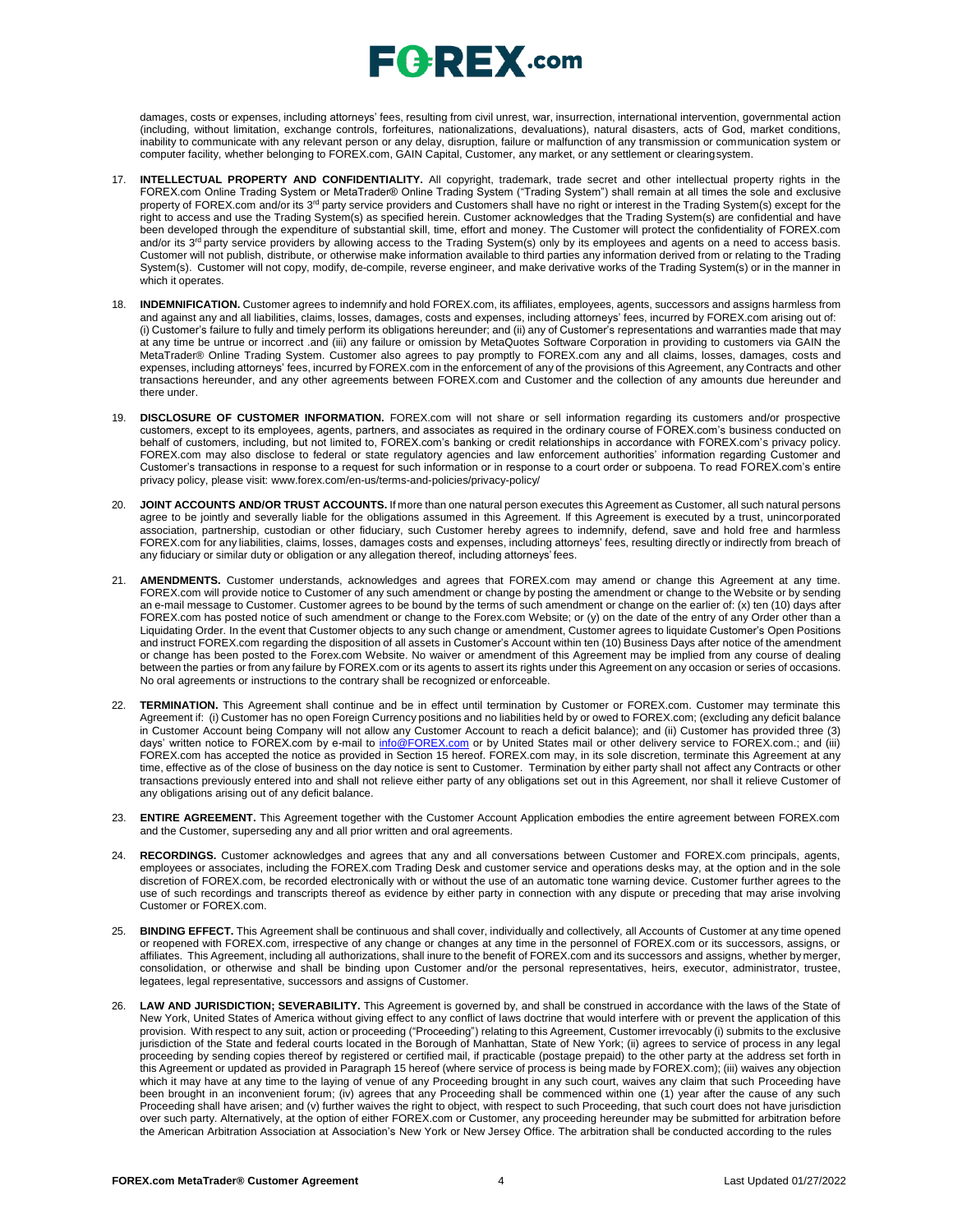damages, costs or expenses, including attorneys' fees, resulting from civil unrest, war, insurrection, international intervention, governmental action (including, without limitation, exchange controls, forfeitures, nationalizations, devaluations), natural disasters, acts of God, market conditions, inability to communicate with any relevant person or any delay, disruption, failure or malfunction of any transmission or communication system or computer facility, whether belonging to FOREX.com, GAIN Capital, Customer, any market, or any settlement or clearing system.

17. **INTELLECTUAL PROPERTY AND CONFIDENTIALITY.** All copyright, trademark, trade secret and other intellectual property rights in the FOREX.com Online Trading System or MetaTrader® Online Trading System ("Trading System") shall remain at all times the sole and exclusive property of FOREX.com and/or its 3rd party service providers and Customers shall have no right or interest in the Trading System(s) except for the right to access and use the Trading System(s) as specified herein. Customer acknowledges that the Trading System(s) are confidential and have been developed through the expenditure of substantial skill, time, effort and money. The Customer will protect the confidentiality of FOREX.com and/or its 3rd party service providers by allowing access to the Trading System(s) only by its employees and agents on a need to access basis. Customer will not publish, distribute, or otherwise make information available to third parties any information derived from or relating to the Trading System(s). Customer will not copy, modify, de-compile, reverse engineer, and make derivative works of the Trading System(s) or in the manner in which it operates.

18. **INDEMNIFICATION.** Customer agrees to indemnify and hold FOREX.com, its affiliates, employees, agents, successors and assigns harmless from and against any and all liabilities, claims, losses, damages, costs and expenses, including attorneys' fees, incurred by FOREX.com arising out of: (i) Customer's failure to fully and timely perform its obligations hereunder; and (ii) any of Customer's representations and warranties made that may at any time be untrue or incorrect .and (iii) any failure or omission by MetaQuotes Software Corporation in providing to customers via GAIN the MetaTrader® Online Trading System. Customer also agrees to pay promptly to FOREX.com any and all claims, losses, damages, costs and expenses, including attorneys' fees, incurred by FOREX.com in the enforcement of any of the provisions of this Agreement, any Contracts and other transactions hereunder, and any other agreements between FOREX.com and Customer and the collection of any amounts due hereunder and there under.

19. **DISCLOSURE OF CUSTOMER INFORMATION.** FOREX.com will not share or sell information regarding its customers and/or prospective customers, except to its employees, agents, partners, and associates as required in the ordinary course of FOREX.com's business conducted on behalf of customers, including, but not limited to, FOREX.com's banking or credit relationships in accordance with FOREX.com's privacy policy. FOREX.com may also disclose to federal or state regulatory agencies and law enforcement authorities' information regarding Customer and Customer's transactions in response to a request for such information or in response to a court order or subpoena. To read FOREX.com's entire privacy policy, please visit: www.forex.com/en-us/terms-and-policies/privacy-policy/

20. **JOINT ACCOUNTS AND/OR TRUST ACCOUNTS.** If more than one natural person executes this Agreement as Customer, all such natural persons agree to be jointly and severally liable for the obligations assumed in this Agreement. If this Agreement is executed by a trust, unincorporated association, partnership, custodian or other fiduciary, such Customer hereby agrees to indemnify, defend, save and hold free and harmless FOREX.com for any liabilities, claims, losses, damages costs and expenses, including attorneys' fees, resulting directly or indirectly from breach of any fiduciary or similar duty or obligation or any allegation thereof, including attorneys' fees.

21. **AMENDMENTS.** Customer understands, acknowledges and agrees that FOREX.com may amend or change this Agreement at any time. FOREX.com will provide notice to Customer of any such amendment or change by posting the amendment or change to the Website or by sending an e-mail message to Customer. Customer agrees to be bound by the terms of such amendment or change on the earlier of: (x) ten (10) days after FOREX.com has posted notice of such amendment or change to the Forex.com Website; or (y) on the date of the entry of any Order other than a Liquidating Order. In the event that Customer objects to any such change or amendment, Customer agrees to liquidate Customer's Open Positions and instruct FOREX.com regarding the disposition of all assets in Customer's Account within ten (10) Business Days after notice of the amendment or change has been posted to the Forex.com Website. No waiver or amendment of this Agreement may be implied from any course of dealing between the parties or from any failure by FOREX.com or its agents to assert its rights under this Agreement on any occasion or series of occasions. No oral agreements or instructions to the contrary shall be recognized or enforceable.

22. **TERMINATION.** This Agreement shall continue and be in effect until termination by Customer or FOREX.com. Customer may terminate this Agreement if: (i) Customer has no open Foreign Currency positions and no liabilities held by or owed to FOREX.com; (excluding any deficit balance in Customer Account being Company will not allow any Customer Account to reach a deficit balance); and (ii) Customer has provided three (3) days' written notice to FOREX.com by e-mail to info@FOREX.com or by United States mail or other delivery service to FOREX.com.; and (iii) FOREX.com has accepted the notice as provided in Section 15 hereof. FOREX.com may, in its sole discretion, terminate this Agreement at any time, effective as of the close of business on the day notice is sent to Customer. Termination by either party shall not affect any Contracts or other transactions previously entered into and shall not relieve either party of any obligations set out in this Agreement, nor shall it relieve Customer of any obligations arising out of any deficit balance.

23. **ENTIRE AGREEMENT.** This Agreement together with the Customer Account Application embodies the entire agreement between FOREX.com and the Customer, superseding any and all prior written and oral agreements.

24. **RECORDINGS.** Customer acknowledges and agrees that any and all conversations between Customer and FOREX.com principals, agents, employees or associates, including the FOREX.com Trading Desk and customer service and operations desks may, at the option and in the sole discretion of FOREX.com, be recorded electronically with or without the use of an automatic tone warning device. Customer further agrees to the use of such recordings and transcripts thereof as evidence by either party in connection with any dispute or preceding that may arise involving Customer or FOREX.com.

25. **BINDING EFFECT.** This Agreement shall be continuous and shall cover, individually and collectively, all Accounts of Customer at any time opened or reopened with FOREX.com, irrespective of any change or changes at any time in the personnel of FOREX.com or its successors, assigns, or affiliates. This Agreement, including all authorizations, shall inure to the benefit of FOREX.com and its successors and assigns, whether by merger, consolidation, or otherwise and shall be binding upon Customer and/or the personal representatives, heirs, executor, administrator, trustee, legatees, legal representative, successors and assigns of Customer.

26. **LAW AND JURISDICTION; SEVERABILITY.** This Agreement is governed by, and shall be construed in accordance with the laws of the State of New York, United States of America without giving effect to any conflict of laws doctrine that would interfere with or prevent the application of this provision. With respect to any suit, action or proceeding ("Proceeding") relating to this Agreement, Customer irrevocably (i) submits to the exclusive jurisdiction of the State and federal courts located in the Borough of Manhattan, State of New York; (ii) agrees to service of process in any legal proceeding by sending copies thereof by registered or certified mail, if practicable (postage prepaid) to the other party at the address set forth in this Agreement or updated as provided in Paragraph 15 hereof (where service of process is being made by FOREX.com); (iii) waives any objection which it may have at any time to the laying of venue of any Proceeding brought in any such court, waives any claim that such Proceeding have been brought in an inconvenient forum; (iv) agrees that any Proceeding shall be commenced within one (1) year after the cause of any such Proceeding shall have arisen; and (v) further waives the right to object, with respect to such Proceeding, that such court does not have jurisdiction over such party. Alternatively, at the option of either FOREX.com or Customer, any proceeding hereunder may be submitted for arbitration before the American Arbitration Association at Association's New York or New Jersey Office. The arbitration shall be conducted according to the rules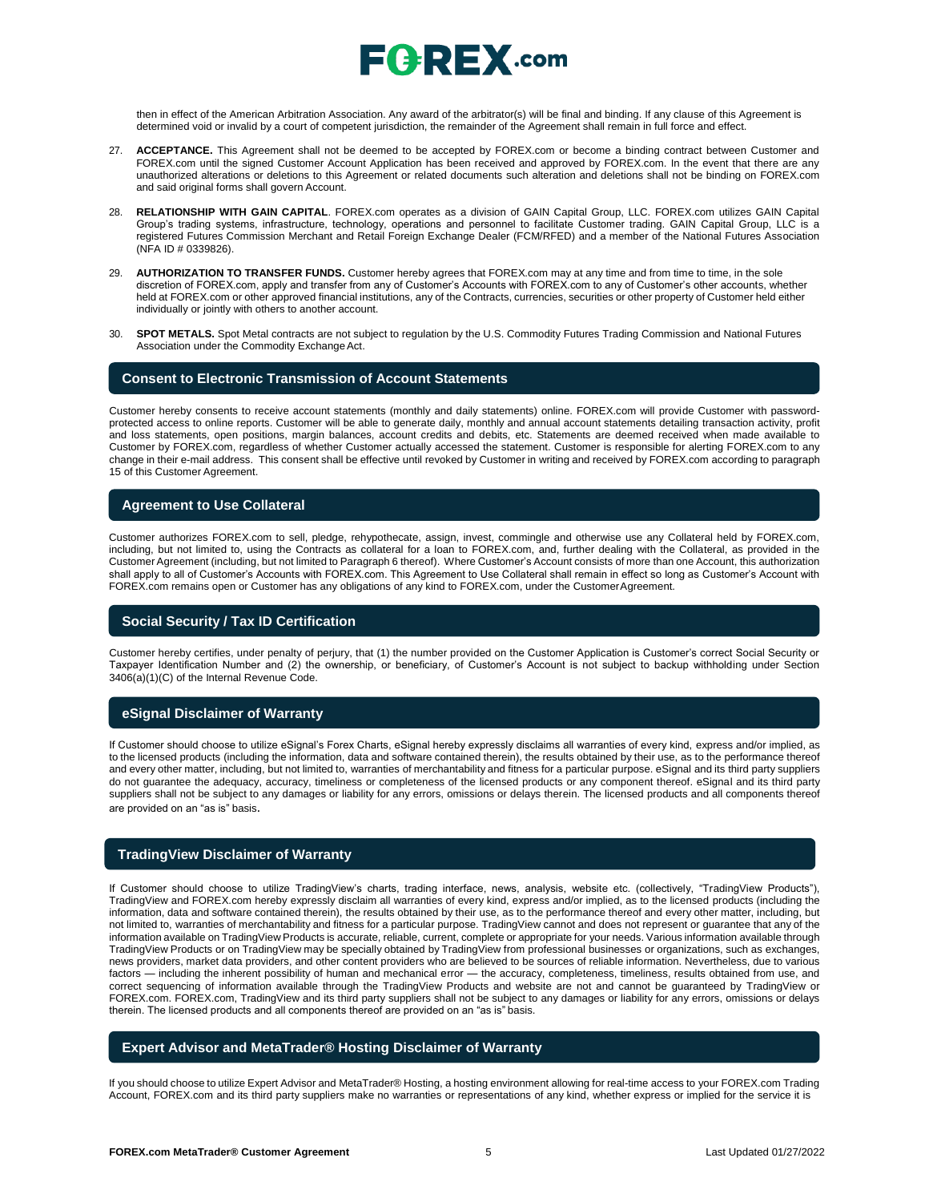then in effect of the American Arbitration Association. Any award of the arbitrator(s) will be final and binding. If any clause of this Agreement is determined void or invalid by a court of competent jurisdiction, the remainder of the Agreement shall remain in full force and effect.

27. **ACCEPTANCE.** This Agreement shall not be deemed to be accepted by FOREX.com or become a binding contract between Customer and FOREX.com until the signed Customer Account Application has been received and approved by FOREX.com. In the event that there are any unauthorized alterations or deletions to this Agreement or related documents such alteration and deletions shall not be binding on FOREX.com and said original forms shall govern Account.

28. **RELATIONSHIP WITH GAIN CAPITAL**. FOREX.com operates as a division of GAIN Capital Group, LLC. FOREX.com utilizes GAIN Capital Group's trading systems, infrastructure, technology, operations and personnel to facilitate Customer trading. GAIN Capital Group, LLC is a registered Futures Commission Merchant and Retail Foreign Exchange Dealer (FCM/RFED) and a member of the National Futures Association (NFA ID # 0339826).

29. **AUTHORIZATION TO TRANSFER FUNDS.** Customer hereby agrees that FOREX.com may at any time and from time to time, in the sole discretion of FOREX.com, apply and transfer from any of Customer's Accounts with FOREX.com to any of Customer's other accounts, whether held at FOREX.com or other approved financial institutions, any of the Contracts, currencies, securities or other property of Customer held either individually or jointly with others to another account.

30. **SPOT METALS.** Spot Metal contracts are not subject to regulation by the U.S. Commodity Futures Trading Commission and National Futures Association under the Commodity Exchange Act.

## Consent to Electronic Transmission of Account Statements

Customer hereby consents to receive account statements (monthly and daily statements) online. FOREX.com will provide Customer with password-protected access to online reports. Customer will be able to generate daily, monthly and annual account statements detailing transaction activity, profit and loss statements, open positions, margin balances, account credits and debits, etc. Statements are deemed received when made available to Customer by FOREX.com, regardless of whether Customer actually accessed the statement. Customer is responsible for alerting FOREX.com to any change in their e-mail address. This consent shall be effective until revoked by Customer in writing and received by FOREX.com according to paragraph 15 of this Customer Agreement.

## Agreement to Use Collateral

Customer authorizes FOREX.com to sell, pledge, rehypothecate, assign, invest, commingle and otherwise use any Collateral held by FOREX.com, including, but not limited to, using the Contracts as collateral for a loan to FOREX.com, and, further dealing with the Collateral, as provided in the Customer Agreement (including, but not limited to Paragraph 6 thereof). Where Customer's Account consists of more than one Account, this authorization shall apply to all of Customer's Accounts with FOREX.com. This Agreement to Use Collateral shall remain in effect so long as Customer's Account with FOREX.com remains open or Customer has any obligations of any kind to FOREX.com, under the Customer Agreement.

## Social Security / Tax ID Certification

Customer hereby certifies, under penalty of perjury, that (1) the number provided on the Customer Application is Customer's correct Social Security or Taxpayer Identification Number and (2) the ownership, or beneficiary, of Customer's Account is not subject to backup withholding under Section 3406(a)(1)(C) of the Internal Revenue Code.

## eSignal Disclaimer of Warranty

If Customer should choose to utilize eSignal's Forex Charts, eSignal hereby expressly disclaims all warranties of every kind, express and/or implied, as to the licensed products (including the information, data and software contained therein), the results obtained by their use, as to the performance thereof and every other matter, including, but not limited to, warranties of merchantability and fitness for a particular purpose. eSignal and its third party suppliers do not guarantee the adequacy, accuracy, timeliness or completeness of the licensed products or any component thereof. eSignal and its third party suppliers shall not be subject to any damages or liability for any errors, omissions or delays therein. The licensed products and all components thereof are provided on an "as is" basis.

## TradingView Disclaimer of Warranty

If Customer should choose to utilize TradingView's charts, trading interface, news, analysis, website etc. (collectively, "TradingView Products"), TradingView and FOREX.com hereby expressly disclaim all warranties of every kind, express and/or implied, as to the licensed products (including the information, data and software contained therein), the results obtained by their use, as to the performance thereof and every other matter, including, but not limited to, warranties of merchantability and fitness for a particular purpose. TradingView cannot and does not represent or guarantee that any of the information available on TradingView Products is accurate, reliable, current, complete or appropriate for your needs. Various information available through TradingView Products or on TradingView may be specially obtained by TradingView from professional businesses or organizations, such as exchanges, news providers, market data providers, and other content providers who are believed to be sources of reliable information. Nevertheless, due to various factors — including the inherent possibility of human and mechanical error — the accuracy, completeness, timeliness, results obtained from use, and correct sequencing of information available through the TradingView Products and website are not and cannot be guaranteed by TradingView or FOREX.com. FOREX.com, TradingView and its third party suppliers shall not be subject to any damages or liability for any errors, omissions or delays therein. The licensed products and all components thereof are provided on an "as is" basis.

## Expert Advisor and MetaTrader® Hosting Disclaimer of Warranty

If you should choose to utilize Expert Advisor and MetaTrader® Hosting, a hosting environment allowing for real-time access to your FOREX.com Trading Account, FOREX.com and its third party suppliers make no warranties or representations of any kind, whether express or implied for the service it is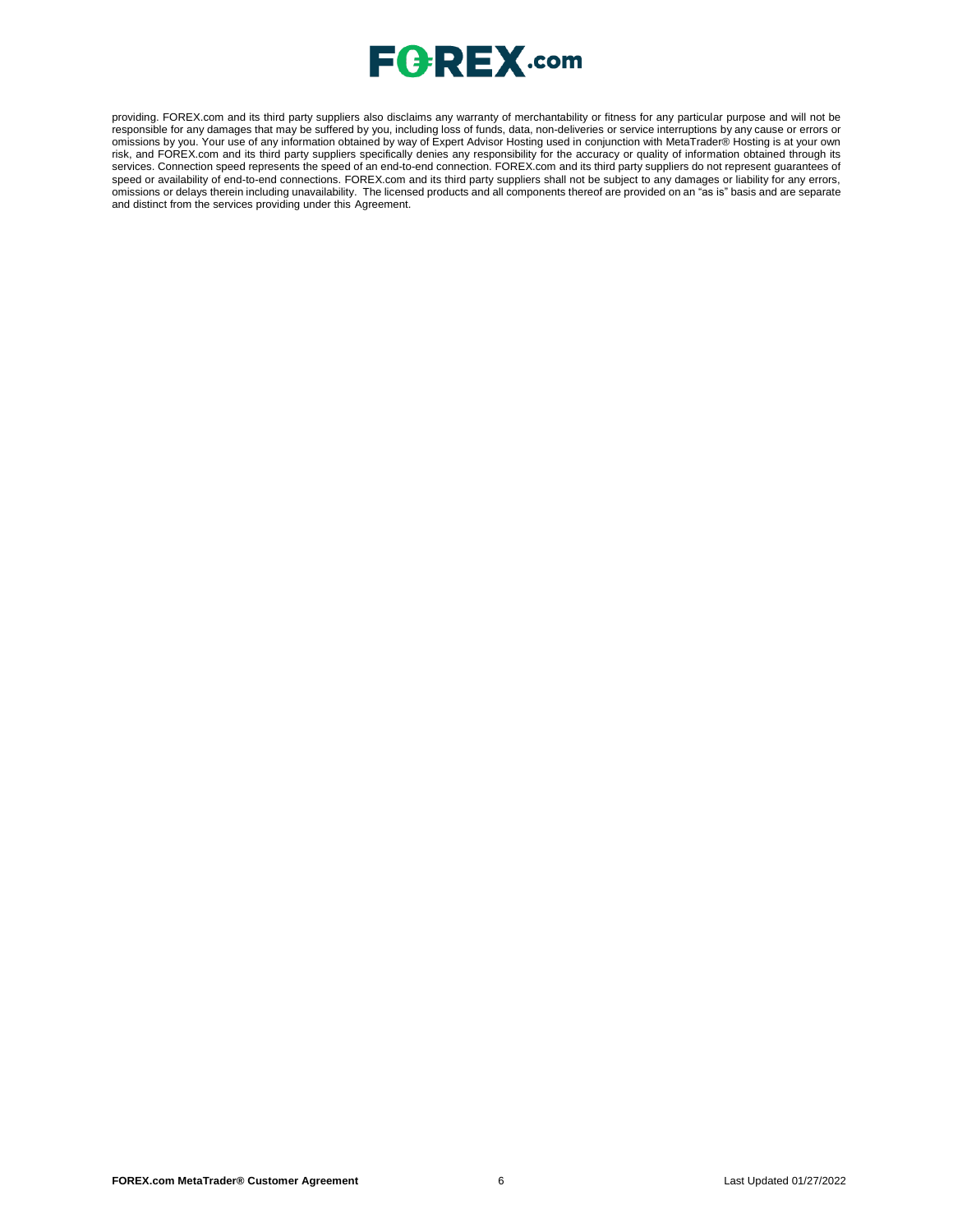providing. FOREX.com and its third party suppliers also disclaims any warranty of merchantability or fitness for any particular purpose and will not be responsible for any damages that may be suffered by you, including loss of funds, data, non-deliveries or service interruptions by any cause or errors or omissions by you. Your use of any information obtained by way of Expert Advisor Hosting used in conjunction with MetaTrader® Hosting is at your own risk, and FOREX.com and its third party suppliers specifically denies any responsibility for the accuracy or quality of information obtained through its services. Connection speed represents the speed of an end-to-end connection. FOREX.com and its third party suppliers do not represent guarantees of speed or availability of end-to-end connections. FOREX.com and its third party suppliers shall not be subject to any damages or liability for any errors, omissions or delays therein including unavailability. The licensed products and all components thereof are provided on an "as is" basis and are separate and distinct from the services providing under this Agreement.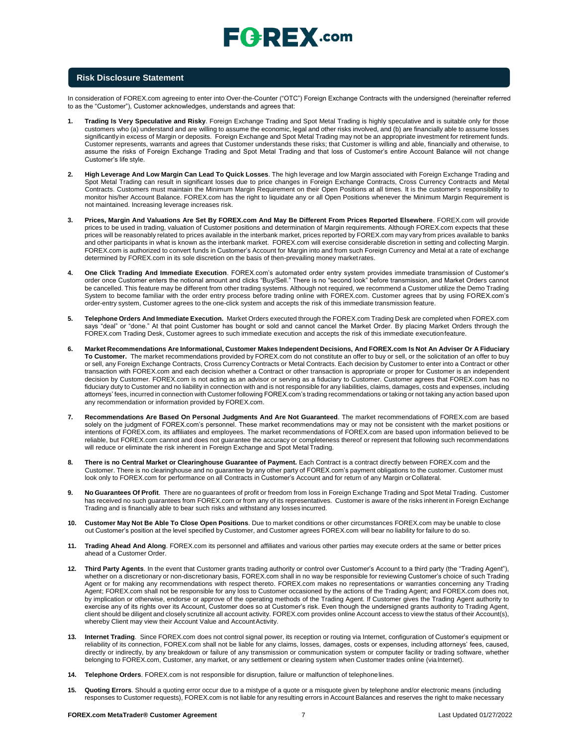## Risk Disclosure Statement

In consideration of FOREX.com agreeing to enter into Over-the-Counter ("OTC") Foreign Exchange Contracts with the undersigned (hereinafter referred to as the "Customer"), Customer acknowledges, understands and agrees that:

1. **Trading Is Very Speculative and Risky**. Foreign Exchange Trading and Spot Metal Trading is highly speculative and is suitable only for those customers who (a) understand and are willing to assume the economic, legal and other risks involved, and (b) are financially able to assume losses significantly in excess of Margin or deposits. Foreign Exchange and Spot Metal Trading may not be an appropriate investment for retirement funds. Customer represents, warrants and agrees that Customer understands these risks; that Customer is willing and able, financially and otherwise, to assume the risks of Foreign Exchange Trading and Spot Metal Trading and that loss of Customer's entire Account Balance will not change Customer's life style.

2. **High Leverage And Low Margin Can Lead To Quick Losses**. The high leverage and low Margin associated with Foreign Exchange Trading and Spot Metal Trading can result in significant losses due to price changes in Foreign Exchange Contracts, Cross Currency Contracts and Metal Contracts. Customers must maintain the Minimum Margin Requirement on their Open Positions at all times. It is the customer's responsibility to monitor his/her Account Balance. FOREX.com has the right to liquidate any or all Open Positions whenever the Minimum Margin Requirement is not maintained. Increasing leverage increases risk.

3. **Prices, Margin And Valuations Are Set By FOREX.com And May Be Different From Prices Reported Elsewhere**. FOREX.com will provide prices to be used in trading, valuation of Customer positions and determination of Margin requirements. Although FOREX.com expects that these prices will be reasonably related to prices available in the interbank market, prices reported by FOREX.com may vary from prices available to banks and other participants in what is known as the interbank market. FOREX.com will exercise considerable discretion in setting and collecting Margin. FOREX.com is authorized to convert funds in Customer's Account for Margin into and from such Foreign Currency and Metal at a rate of exchange determined by FOREX.com in its sole discretion on the basis of then-prevailing money market rates.

4. **One Click Trading And Immediate Execution**. FOREX.com's automated order entry system provides immediate transmission of Customer's order once Customer enters the notional amount and clicks "Buy/Sell." There is no "second look" before transmission, and Market Orders cannot be cancelled. This feature may be different from other trading systems. Although not required, we recommend a Customer utilize the Demo Trading System to become familiar with the order entry process before trading online with FOREX.com. Customer agrees that by using FOREX.com's order-entry system, Customer agrees to the one-click system and accepts the risk of this immediate transmission feature.

5. **Telephone Orders And Immediate Execution.** Market Orders executed through the FOREX.com Trading Desk are completed when FOREX.com says "deal" or "done." At that point Customer has bought or sold and cannot cancel the Market Order. By placing Market Orders through the FOREX.com Trading Desk, Customer agrees to such immediate execution and accepts the risk of this immediate execution feature.

6. **Market Recommendations Are Informational, Customer Makes Independent Decisions, And FOREX.com Is Not An Adviser Or A Fiduciary To Customer.** The market recommendations provided by FOREX.com do not constitute an offer to buy or sell, or the solicitation of an offer to buy or sell, any Foreign Exchange Contracts, Cross Currency Contracts or Metal Contracts. Each decision by Customer to enter into a Contract or other transaction with FOREX.com and each decision whether a Contract or other transaction is appropriate or proper for Customer is an independent decision by Customer. FOREX.com is not acting as an advisor or serving as a fiduciary to Customer. Customer agrees that FOREX.com has no fiduciary duty to Customer and no liability in connection with and is not responsible for any liabilities, claims, damages, costs and expenses, including attorneys' fees, incurred in connection with Customer following FOREX.com's trading recommendations or taking or not taking any action based upon any recommendation or information provided by FOREX.com.

7. **Recommendations Are Based On Personal Judgments And Are Not Guaranteed**. The market recommendations of FOREX.com are based solely on the judgment of FOREX.com's personnel. These market recommendations may or may not be consistent with the market positions or intentions of FOREX.com, its affiliates and employees. The market recommendations of FOREX.com are based upon information believed to be reliable, but FOREX.com cannot and does not guarantee the accuracy or completeness thereof or represent that following such recommendations will reduce or eliminate the risk inherent in Foreign Exchange and Spot Metal Trading.

8. **There is no Central Market or Clearinghouse Guarantee of Payment.** Each Contract is a contract directly between FOREX.com and the Customer. There is no clearinghouse and no guarantee by any other party of FOREX.com's payment obligations to the customer. Customer must look only to FOREX.com for performance on all Contracts in Customer's Account and for return of any Margin or Collateral.

9. **No Guarantees Of Profit**. There are no guarantees of profit or freedom from loss in Foreign Exchange Trading and Spot Metal Trading. Customer has received no such guarantees from FOREX.com or from any of its representatives. Customer is aware of the risks inherent in Foreign Exchange Trading and is financially able to bear such risks and withstand any losses incurred.

10. **Customer May Not Be Able To Close Open Positions**. Due to market conditions or other circumstances FOREX.com may be unable to close out Customer's position at the level specified by Customer, and Customer agrees FOREX.com will bear no liability for failure to do so.

11. **Trading Ahead And Along**. FOREX.com its personnel and affiliates and various other parties may execute orders at the same or better prices ahead of a Customer Order.

12. **Third Party Agents**. In the event that Customer grants trading authority or control over Customer's Account to a third party (the "Trading Agent"), whether on a discretionary or non-discretionary basis, FOREX.com shall in no way be responsible for reviewing Customer's choice of such Trading Agent or for making any recommendations with respect thereto. FOREX.com makes no representations or warranties concerning any Trading Agent; FOREX.com shall not be responsible for any loss to Customer occasioned by the actions of the Trading Agent; and FOREX.com does not, by implication or otherwise, endorse or approve of the operating methods of the Trading Agent. If Customer gives the Trading Agent authority to exercise any of its rights over its Account, Customer does so at Customer's risk. Even though the undersigned grants authority to Trading Agent, client should be diligent and closely scrutinize all account activity. FOREX.com provides online Account access to view the status of their Account(s), whereby Client may view their Account Value and Account Activity.

13. **Internet Trading**. Since FOREX.com does not control signal power, its reception or routing via Internet, configuration of Customer's equipment or reliability of its connection, FOREX.com shall not be liable for any claims, losses, damages, costs or expenses, including attorneys' fees, caused, directly or indirectly, by any breakdown or failure of any transmission or communication system or computer facility or trading software, whether belonging to FOREX.com, Customer, any market, or any settlement or clearing system when Customer trades online (via Internet).

14. **Telephone Orders**. FOREX.com is not responsible for disruption, failure or malfunction of telephone lines.

15. **Quoting Errors**. Should a quoting error occur due to a mistype of a quote or a misquote given by telephone and/or electronic means (including responses to Customer requests), FOREX.com is not liable for any resulting errors in Account Balances and reserves the right to make necessary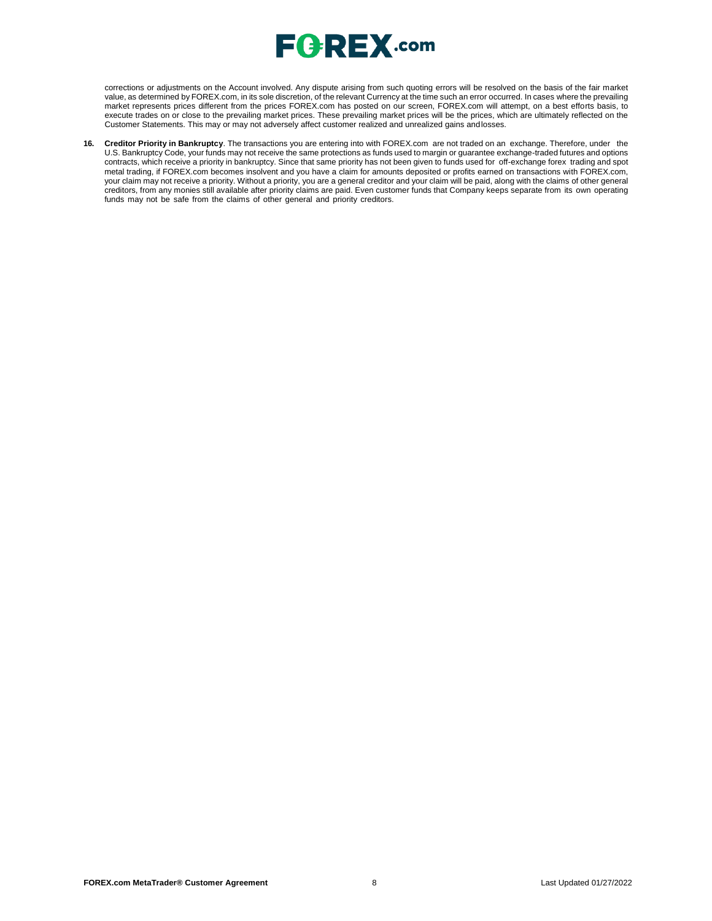corrections or adjustments on the Account involved. Any dispute arising from such quoting errors will be resolved on the basis of the fair market value, as determined by FOREX.com, in its sole discretion, of the relevant Currency at the time such an error occurred. In cases where the prevailing market represents prices different from the prices FOREX.com has posted on our screen, FOREX.com will attempt, on a best efforts basis, to execute trades on or close to the prevailing market prices. These prevailing market prices will be the prices, which are ultimately reflected on the Customer Statements. This may or may not adversely affect customer realized and unrealized gains and losses.

16. **Creditor Priority in Bankruptcy**. The transactions you are entering into with FOREX.com are not traded on an exchange. Therefore, under the U.S. Bankruptcy Code, your funds may not receive the same protections as funds used to margin or guarantee exchange-traded futures and options contracts, which receive a priority in bankruptcy. Since that same priority has not been given to funds used for off-exchange forex trading and spot metal trading, if FOREX.com becomes insolvent and you have a claim for amounts deposited or profits earned on transactions with FOREX.com, your claim may not receive a priority. Without a priority, you are a general creditor and your claim will be paid, along with the claims of other general creditors, from any monies still available after priority claims are paid. Even customer funds that Company keeps separate from its own operating funds may not be safe from the claims of other general and priority creditors.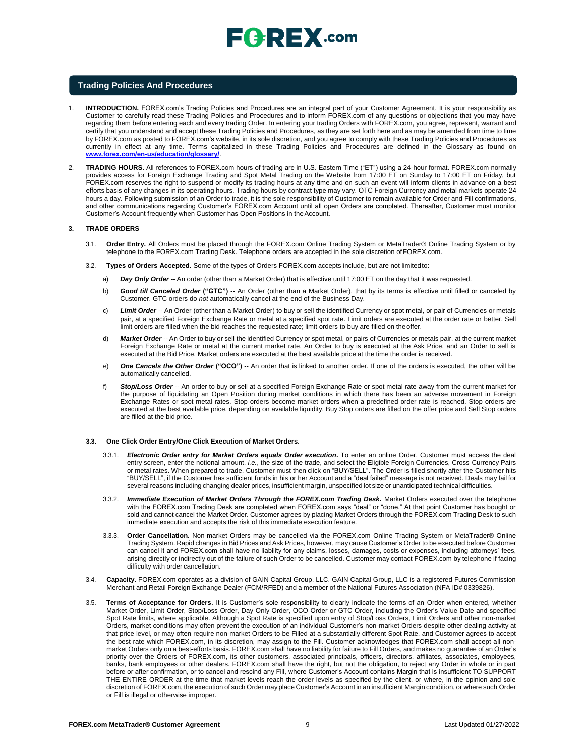## Trading Policies And Procedures

1. **INTRODUCTION.** FOREX.com's Trading Policies and Procedures are an integral part of your Customer Agreement. It is your responsibility as Customer to carefully read these Trading Policies and Procedures and to inform FOREX.com of any questions or objections that you may have regarding them before entering each and every trading Order. In entering your trading Orders with FOREX.com, you agree, represent, warrant and certify that you understand and accept these Trading Policies and Procedures, as they are set forth here and as may be amended from time to time by FOREX.com as posted to FOREX.com's website, in its sole discretion, and you agree to comply with these Trading Policies and Procedures as currently in effect at any time. Terms capitalized in these Trading Policies and Procedures are defined in the Glossary as found on **www.forex.com/en-us/education/glossary/**.

2. **TRADING HOURS.** All references to FOREX.com hours of trading are in U.S. Eastern Time ("ET") using a 24-hour format. FOREX.com normally provides access for Foreign Exchange Trading and Spot Metal Trading on the Website from 17:00 ET on Sunday to 17:00 ET on Friday, but FOREX.com reserves the right to suspend or modify its trading hours at any time and on such an event will inform clients in advance on a best efforts basis of any changes in its operating hours. Trading hours by contract type may vary. OTC Foreign Currency and metal markets operate 24 hours a day. Following submission of an Order to trade, it is the sole responsibility of Customer to remain available for Order and Fill confirmations, and other communications regarding Customer's FOREX.com Account until all open Orders are completed. Thereafter, Customer must monitor Customer's Account frequently when Customer has Open Positions in the Account.

### 3. TRADE ORDERS

3.1. **Order Entry.** All Orders must be placed through the FOREX.com Online Trading System or MetaTrader® Online Trading System or by telephone to the FOREX.com Trading Desk. Telephone orders are accepted in the sole discretion of FOREX.com.

3.2. **Types of Orders Accepted.** Some of the types of Orders FOREX.com accepts include, but are not limited to:

a) ***Day Only Order*** -- An order (other than a Market Order) that is effective until 17:00 ET on the day that it was requested.

b) ***Good till Canceled Order*** **("GTC")** -- An Order (other than a Market Order), that by its terms is effective until filled or canceled by Customer. GTC orders do *not* automatically cancel at the end of the Business Day.

c) ***Limit Order*** -- An Order (other than a Market Order) to buy or sell the identified Currency or spot metal, or pair of Currencies or metals pair, at a specified Foreign Exchange Rate or metal at a specified spot rate. Limit orders are executed at the order rate or better. Sell limit orders are filled when the bid reaches the requested rate; limit orders to buy are filled on the offer.

d) ***Market Order*** -- An Order to buy or sell the identified Currency or spot metal, or pairs of Currencies or metals pair, at the current market Foreign Exchange Rate or metal at the current market rate. An Order to buy is executed at the Ask Price, and an Order to sell is executed at the Bid Price. Market orders are executed at the best available price at the time the order is received.

e) ***One Cancels the Other Order*** **("OCO")** -- An order that is linked to another order. If one of the orders is executed, the other will be automatically cancelled.

f) ***Stop/Loss Order*** -- An order to buy or sell at a specified Foreign Exchange Rate or spot metal rate away from the current market for the purpose of liquidating an Open Position during market conditions in which there has been an adverse movement in Foreign Exchange Rates or spot metal rates. Stop orders become market orders when a predefined order rate is reached. Stop orders are executed at the best available price, depending on available liquidity. Buy Stop orders are filled on the offer price and Sell Stop orders are filled at the bid price.

**3.3. One Click Order Entry/One Click Execution of Market Orders.**

3.3.1. ***Electronic Order entry for Market Orders equals Order execution*****.** To enter an online Order, Customer must access the deal entry screen, enter the notional amount, *i.e.*, the size of the trade, and select the Eligible Foreign Currencies, Cross Currency Pairs or metal rates. When prepared to trade, Customer must then click on "BUY/SELL". The Order is filled shortly after the Customer hits "BUY/SELL", if the Customer has sufficient funds in his or her Account and a "deal failed" message is not received. Deals may fail for several reasons including changing dealer prices, insufficient margin, unspecified lot size or unanticipated technical difficulties.

3.3.2. ***Immediate Execution of Market Orders Through the FOREX.com Trading Desk.*** Market Orders executed over the telephone with the FOREX.com Trading Desk are completed when FOREX.com says "deal" or "done." At that point Customer has bought or sold and cannot cancel the Market Order. Customer agrees by placing Market Orders through the FOREX.com Trading Desk to such immediate execution and accepts the risk of this immediate execution feature.

3.3.3. **Order Cancellation.** Non-market Orders may be cancelled via the FOREX.com Online Trading System or MetaTrader® Online Trading System. Rapid changes in Bid Prices and Ask Prices, however, may cause Customer's Order to be executed before Customer can cancel it and FOREX.com shall have no liability for any claims, losses, damages, costs or expenses, including attorneys' fees, arising directly or indirectly out of the failure of such Order to be cancelled. Customer may contact FOREX.com by telephone if facing difficulty with order cancellation.

3.4. **Capacity.** FOREX.com operates as a division of GAIN Capital Group, LLC. GAIN Capital Group, LLC is a registered Futures Commission Merchant and Retail Foreign Exchange Dealer (FCM/RFED) and a member of the National Futures Association (NFA ID# 0339826).

3.5. **Terms of Acceptance for Orders**. It is Customer's sole responsibility to clearly indicate the terms of an Order when entered, whether Market Order, Limit Order, Stop/Loss Order, Day-Only Order, OCO Order or GTC Order, including the Order's Value Date and specified Spot Rate limits, where applicable. Although a Spot Rate is specified upon entry of Stop/Loss Orders, Limit Orders and other non-market Orders, market conditions may often prevent the execution of an individual Customer's non-market Orders despite other dealing activity at that price level, or may often require non-market Orders to be Filled at a substantially different Spot Rate, and Customer agrees to accept the best rate which FOREX.com, in its discretion, may assign to the Fill. Customer acknowledges that FOREX.com shall accept all non-market Orders only on a best-efforts basis. FOREX.com shall have no liability for failure to Fill Orders, and makes no guarantee of an Order's priority over the Orders of FOREX.com, its other customers, associated principals, officers, directors, affiliates, associates, employees, banks, bank employees or other dealers. FOREX.com shall have the right, but not the obligation, to reject any Order in whole or in part before or after confirmation, or to cancel and rescind any Fill, where Customer's Account contains Margin that is insufficient TO SUPPORT THE ENTIRE ORDER at the time that market levels reach the order levels as specified by the client, or where, in the opinion and sole discretion of FOREX.com, the execution of such Order may place Customer's Account in an insufficient Margin condition, or where such Order or Fill is illegal or otherwise improper.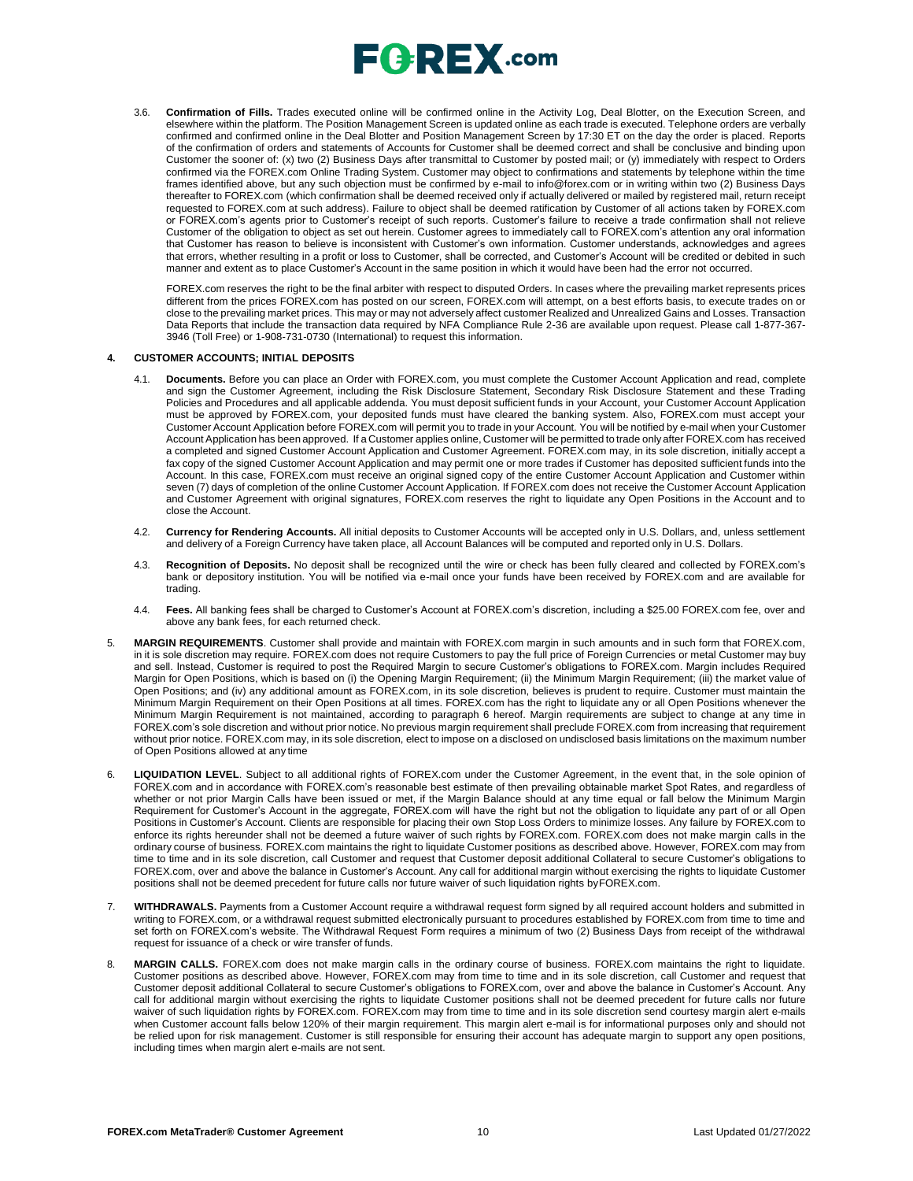3.6. **Confirmation of Fills.** Trades executed online will be confirmed online in the Activity Log, Deal Blotter, on the Execution Screen, and elsewhere within the platform. The Position Management Screen is updated online as each trade is executed. Telephone orders are verbally confirmed and confirmed online in the Deal Blotter and Position Management Screen by 17:30 ET on the day the order is placed. Reports of the confirmation of orders and statements of Accounts for Customer shall be deemed correct and shall be conclusive and binding upon Customer the sooner of: (x) two (2) Business Days after transmittal to Customer by posted mail; or (y) immediately with respect to Orders confirmed via the FOREX.com Online Trading System. Customer may object to confirmations and statements by telephone within the time frames identified above, but any such objection must be confirmed by e-mail to info@forex.com or in writing within two (2) Business Days thereafter to FOREX.com (which confirmation shall be deemed received only if actually delivered or mailed by registered mail, return receipt requested to FOREX.com at such address). Failure to object shall be deemed ratification by Customer of all actions taken by FOREX.com or FOREX.com's agents prior to Customer's receipt of such reports. Customer's failure to receive a trade confirmation shall not relieve Customer of the obligation to object as set out herein. Customer agrees to immediately call to FOREX.com's attention any oral information that Customer has reason to believe is inconsistent with Customer's own information. Customer understands, acknowledges and agrees that errors, whether resulting in a profit or loss to Customer, shall be corrected, and Customer's Account will be credited or debited in such manner and extent as to place Customer's Account in the same position in which it would have been had the error not occurred.

FOREX.com reserves the right to be the final arbiter with respect to disputed Orders. In cases where the prevailing market represents prices different from the prices FOREX.com has posted on our screen, FOREX.com will attempt, on a best efforts basis, to execute trades on or close to the prevailing market prices. This may or may not adversely affect customer Realized and Unrealized Gains and Losses. Transaction Data Reports that include the transaction data required by NFA Compliance Rule 2-36 are available upon request. Please call 1-877-367-3946 (Toll Free) or 1-908-731-0730 (International) to request this information.

## 4. CUSTOMER ACCOUNTS; INITIAL DEPOSITS

4.1. **Documents.** Before you can place an Order with FOREX.com, you must complete the Customer Account Application and read, complete and sign the Customer Agreement, including the Risk Disclosure Statement, Secondary Risk Disclosure Statement and these Trading Policies and Procedures and all applicable addenda. You must deposit sufficient funds in your Account, your Customer Account Application must be approved by FOREX.com, your deposited funds must have cleared the banking system. Also, FOREX.com must accept your Customer Account Application before FOREX.com will permit you to trade in your Account. You will be notified by e-mail when your Customer Account Application has been approved. If a Customer applies online, Customer will be permitted to trade only after FOREX.com has received a completed and signed Customer Account Application and Customer Agreement. FOREX.com may, in its sole discretion, initially accept a fax copy of the signed Customer Account Application and may permit one or more trades if Customer has deposited sufficient funds into the Account. In this case, FOREX.com must receive an original signed copy of the entire Customer Account Application and Customer within seven (7) days of completion of the online Customer Account Application. If FOREX.com does not receive the Customer Account Application and Customer Agreement with original signatures, FOREX.com reserves the right to liquidate any Open Positions in the Account and to close the Account.

4.2. **Currency for Rendering Accounts.** All initial deposits to Customer Accounts will be accepted only in U.S. Dollars, and, unless settlement and delivery of a Foreign Currency have taken place, all Account Balances will be computed and reported only in U.S. Dollars.

4.3. **Recognition of Deposits.** No deposit shall be recognized until the wire or check has been fully cleared and collected by FOREX.com's bank or depository institution. You will be notified via e-mail once your funds have been received by FOREX.com and are available for trading.

4.4. **Fees.** All banking fees shall be charged to Customer's Account at FOREX.com's discretion, including a $25.00 FOREX.com fee, over and above any bank fees, for each returned check.

5. **MARGIN REQUIREMENTS**. Customer shall provide and maintain with FOREX.com margin in such amounts and in such form that FOREX.com, in it is sole discretion may require. FOREX.com does not require Customers to pay the full price of Foreign Currencies or metal Customer may buy and sell. Instead, Customer is required to post the Required Margin to secure Customer's obligations to FOREX.com. Margin includes Required Margin for Open Positions, which is based on (i) the Opening Margin Requirement; (ii) the Minimum Margin Requirement; (iii) the market value of Open Positions; and (iv) any additional amount as FOREX.com, in its sole discretion, believes is prudent to require. Customer must maintain the Minimum Margin Requirement on their Open Positions at all times. FOREX.com has the right to liquidate any or all Open Positions whenever the Minimum Margin Requirement is not maintained, according to paragraph 6 hereof. Margin requirements are subject to change at any time in FOREX.com's sole discretion and without prior notice. No previous margin requirement shall preclude FOREX.com from increasing that requirement without prior notice. FOREX.com may, in its sole discretion, elect to impose on a disclosed on undisclosed basis limitations on the maximum number of Open Positions allowed at any time

6. **LIQUIDATION LEVEL**. Subject to all additional rights of FOREX.com under the Customer Agreement, in the event that, in the sole opinion of FOREX.com and in accordance with FOREX.com's reasonable best estimate of then prevailing obtainable market Spot Rates, and regardless of whether or not prior Margin Calls have been issued or met, if the Margin Balance should at any time equal or fall below the Minimum Margin Requirement for Customer's Account in the aggregate, FOREX.com will have the right but not the obligation to liquidate any part of or all Open Positions in Customer's Account. Clients are responsible for placing their own Stop Loss Orders to minimize losses. Any failure by FOREX.com to enforce its rights hereunder shall not be deemed a future waiver of such rights by FOREX.com. FOREX.com does not make margin calls in the ordinary course of business. FOREX.com maintains the right to liquidate Customer positions as described above. However, FOREX.com may from time to time and in its sole discretion, call Customer and request that Customer deposit additional Collateral to secure Customer's obligations to FOREX.com, over and above the balance in Customer's Account. Any call for additional margin without exercising the rights to liquidate Customer positions shall not be deemed precedent for future calls nor future waiver of such liquidation rights byFOREX.com.

7. **WITHDRAWALS.** Payments from a Customer Account require a withdrawal request form signed by all required account holders and submitted in writing to FOREX.com, or a withdrawal request submitted electronically pursuant to procedures established by FOREX.com from time to time and set forth on FOREX.com's website. The Withdrawal Request Form requires a minimum of two (2) Business Days from receipt of the withdrawal request for issuance of a check or wire transfer of funds.

8. **MARGIN CALLS.** FOREX.com does not make margin calls in the ordinary course of business. FOREX.com maintains the right to liquidate. Customer positions as described above. However, FOREX.com may from time to time and in its sole discretion, call Customer and request that Customer deposit additional Collateral to secure Customer's obligations to FOREX.com, over and above the balance in Customer's Account. Any call for additional margin without exercising the rights to liquidate Customer positions shall not be deemed precedent for future calls nor future waiver of such liquidation rights by FOREX.com. FOREX.com may from time to time and in its sole discretion send courtesy margin alert e-mails when Customer account falls below 120% of their margin requirement. This margin alert e-mail is for informational purposes only and should not be relied upon for risk management. Customer is still responsible for ensuring their account has adequate margin to support any open positions, including times when margin alert e-mails are not sent.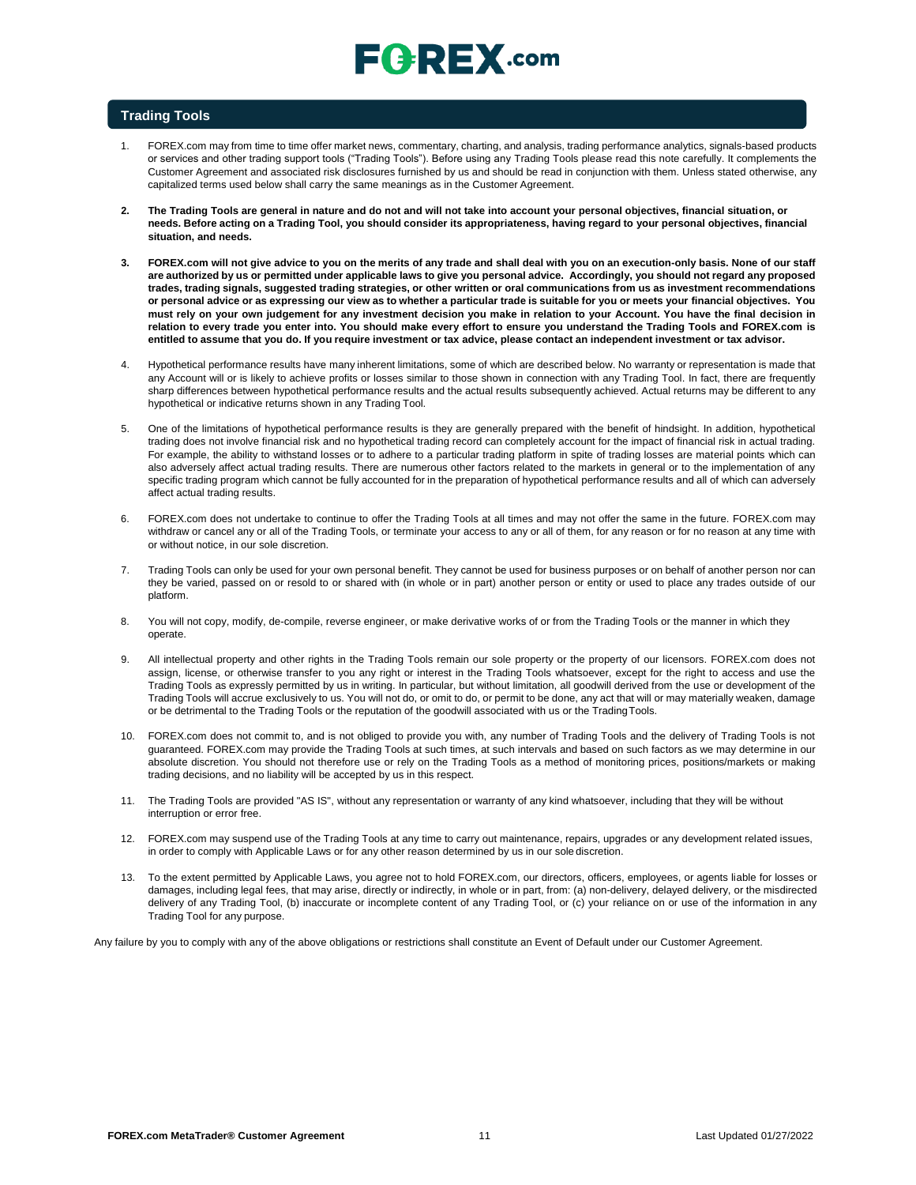## Trading Tools

1. FOREX.com may from time to time offer market news, commentary, charting, and analysis, trading performance analytics, signals-based products or services and other trading support tools ("Trading Tools"). Before using any Trading Tools please read this note carefully. It complements the Customer Agreement and associated risk disclosures furnished by us and should be read in conjunction with them. Unless stated otherwise, any capitalized terms used below shall carry the same meanings as in the Customer Agreement.

2. **The Trading Tools are general in nature and do not and will not take into account your personal objectives, financial situation, or needs. Before acting on a Trading Tool, you should consider its appropriateness, having regard to your personal objectives, financial situation, and needs.**

3. **FOREX.com will not give advice to you on the merits of any trade and shall deal with you on an execution-only basis. None of our staff are authorized by us or permitted under applicable laws to give you personal advice. Accordingly, you should not regard any proposed trades, trading signals, suggested trading strategies, or other written or oral communications from us as investment recommendations or personal advice or as expressing our view as to whether a particular trade is suitable for you or meets your financial objectives. You must rely on your own judgement for any investment decision you make in relation to your Account. You have the final decision in relation to every trade you enter into. You should make every effort to ensure you understand the Trading Tools and FOREX.com is entitled to assume that you do. If you require investment or tax advice, please contact an independent investment or tax advisor.**

4. Hypothetical performance results have many inherent limitations, some of which are described below. No warranty or representation is made that any Account will or is likely to achieve profits or losses similar to those shown in connection with any Trading Tool. In fact, there are frequently sharp differences between hypothetical performance results and the actual results subsequently achieved. Actual returns may be different to any hypothetical or indicative returns shown in any Trading Tool.

5. One of the limitations of hypothetical performance results is they are generally prepared with the benefit of hindsight. In addition, hypothetical trading does not involve financial risk and no hypothetical trading record can completely account for the impact of financial risk in actual trading. For example, the ability to withstand losses or to adhere to a particular trading platform in spite of trading losses are material points which can also adversely affect actual trading results. There are numerous other factors related to the markets in general or to the implementation of any specific trading program which cannot be fully accounted for in the preparation of hypothetical performance results and all of which can adversely affect actual trading results.

6. FOREX.com does not undertake to continue to offer the Trading Tools at all times and may not offer the same in the future. FOREX.com may withdraw or cancel any or all of the Trading Tools, or terminate your access to any or all of them, for any reason or for no reason at any time with or without notice, in our sole discretion.

7. Trading Tools can only be used for your own personal benefit. They cannot be used for business purposes or on behalf of another person nor can they be varied, passed on or resold to or shared with (in whole or in part) another person or entity or used to place any trades outside of our platform.

8. You will not copy, modify, de-compile, reverse engineer, or make derivative works of or from the Trading Tools or the manner in which they operate.

9. All intellectual property and other rights in the Trading Tools remain our sole property or the property of our licensors. FOREX.com does not assign, license, or otherwise transfer to you any right or interest in the Trading Tools whatsoever, except for the right to access and use the Trading Tools as expressly permitted by us in writing. In particular, but without limitation, all goodwill derived from the use or development of the Trading Tools will accrue exclusively to us. You will not do, or omit to do, or permit to be done, any act that will or may materially weaken, damage or be detrimental to the Trading Tools or the reputation of the goodwill associated with us or the Trading Tools.

10. FOREX.com does not commit to, and is not obliged to provide you with, any number of Trading Tools and the delivery of Trading Tools is not guaranteed. FOREX.com may provide the Trading Tools at such times, at such intervals and based on such factors as we may determine in our absolute discretion. You should not therefore use or rely on the Trading Tools as a method of monitoring prices, positions/markets or making trading decisions, and no liability will be accepted by us in this respect.

11. The Trading Tools are provided "AS IS", without any representation or warranty of any kind whatsoever, including that they will be without interruption or error free.

12. FOREX.com may suspend use of the Trading Tools at any time to carry out maintenance, repairs, upgrades or any development related issues, in order to comply with Applicable Laws or for any other reason determined by us in our sole discretion.

13. To the extent permitted by Applicable Laws, you agree not to hold FOREX.com, our directors, officers, employees, or agents liable for losses or damages, including legal fees, that may arise, directly or indirectly, in whole or in part, from: (a) non-delivery, delayed delivery, or the misdirected delivery of any Trading Tool, (b) inaccurate or incomplete content of any Trading Tool, or (c) your reliance on or use of the information in any Trading Tool for any purpose.

Any failure by you to comply with any of the above obligations or restrictions shall constitute an Event of Default under our Customer Agreement.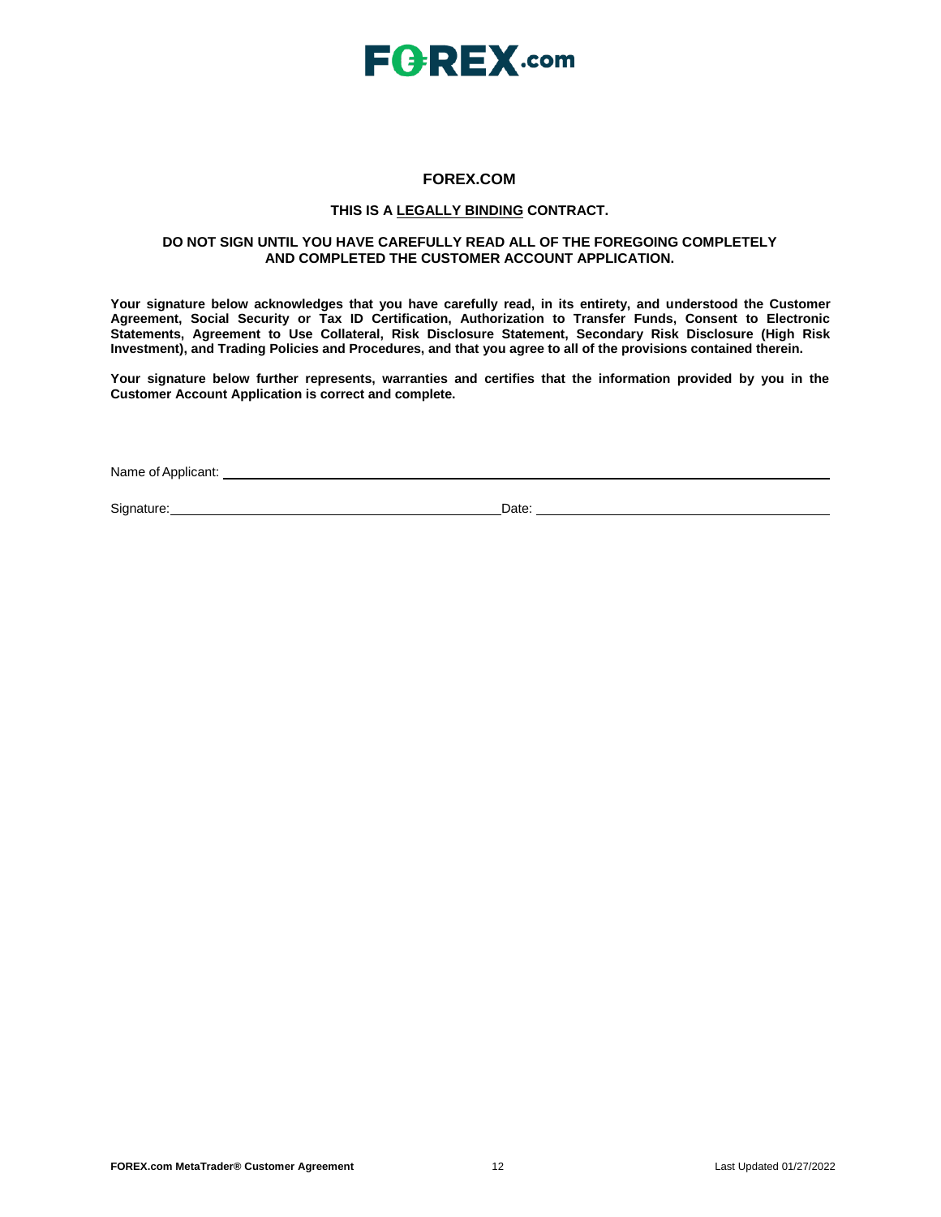# FOREX.COM

**THIS IS A LEGALLY BINDING CONTRACT.**

**DO NOT SIGN UNTIL YOU HAVE CAREFULLY READ ALL OF THE FOREGOING COMPLETELY AND COMPLETED THE CUSTOMER ACCOUNT APPLICATION.**

**Your signature below acknowledges that you have carefully read, in its entirety, and understood the Customer Agreement, Social Security or Tax ID Certification, Authorization to Transfer Funds, Consent to Electronic Statements, Agreement to Use Collateral, Risk Disclosure Statement, Secondary Risk Disclosure (High Risk Investment), and Trading Policies and Procedures, and that you agree to all of the provisions contained therein.**

**Your signature below further represents, warranties and certifies that the information provided by you in the Customer Account Application is correct and complete.**

Name of Applicant: ______________________________________________

Signature: ______________________________ Date: ______________________________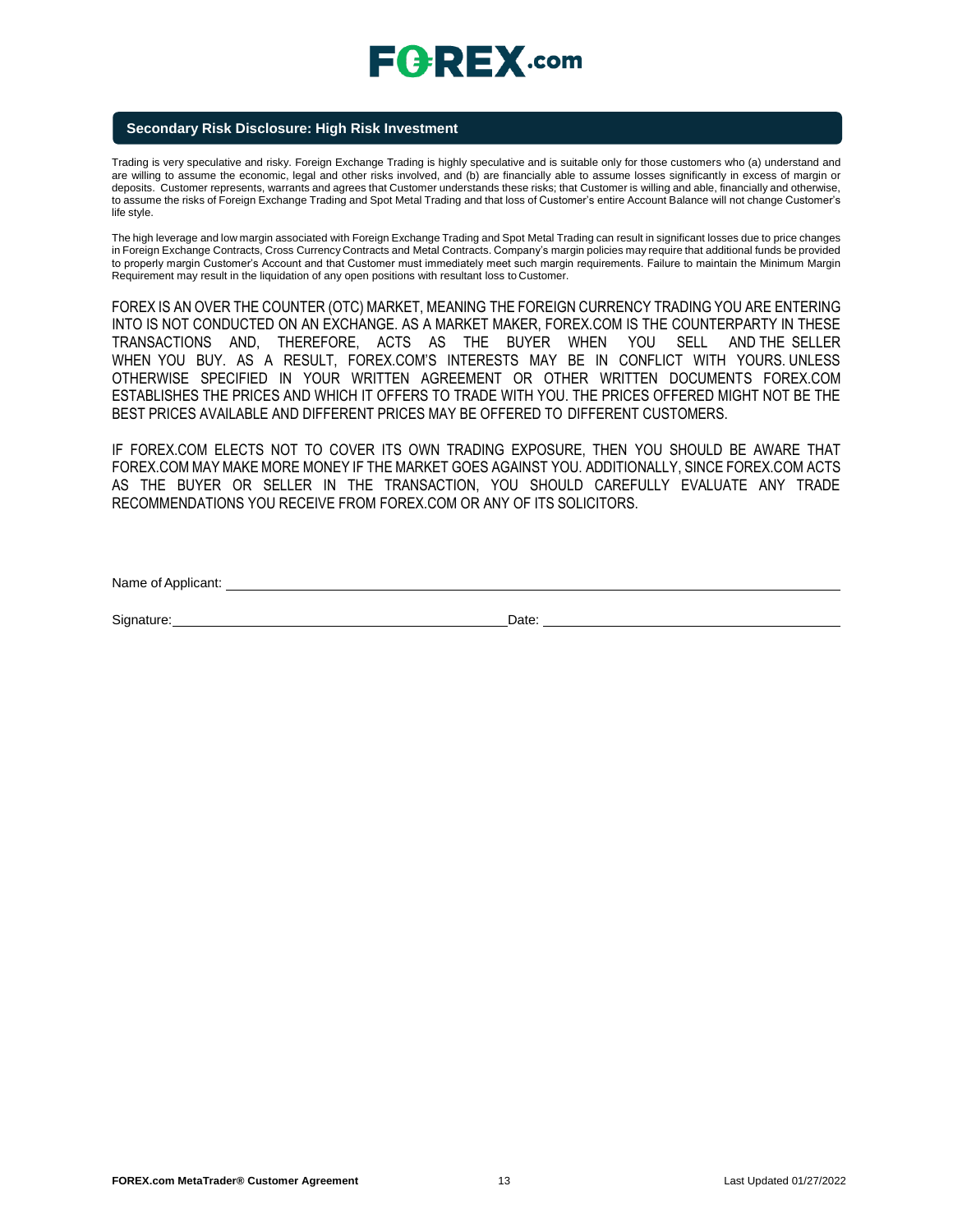## Secondary Risk Disclosure: High Risk Investment

Trading is very speculative and risky. Foreign Exchange Trading is highly speculative and is suitable only for those customers who (a) understand and are willing to assume the economic, legal and other risks involved, and (b) are financially able to assume losses significantly in excess of margin or deposits. Customer represents, warrants and agrees that Customer understands these risks; that Customer is willing and able, financially and otherwise, to assume the risks of Foreign Exchange Trading and Spot Metal Trading and that loss of Customer's entire Account Balance will not change Customer's life style.

The high leverage and low margin associated with Foreign Exchange Trading and Spot Metal Trading can result in significant losses due to price changes in Foreign Exchange Contracts, Cross Currency Contracts and Metal Contracts. Company's margin policies may require that additional funds be provided to properly margin Customer's Account and that Customer must immediately meet such margin requirements. Failure to maintain the Minimum Margin Requirement may result in the liquidation of any open positions with resultant loss to Customer.

FOREX IS AN OVER THE COUNTER (OTC) MARKET, MEANING THE FOREIGN CURRENCY TRADING YOU ARE ENTERING INTO IS NOT CONDUCTED ON AN EXCHANGE. AS A MARKET MAKER, FOREX.COM IS THE COUNTERPARTY IN THESE TRANSACTIONS AND, THEREFORE, ACTS AS THE BUYER WHEN YOU SELL AND THE SELLER WHEN YOU BUY. AS A RESULT, FOREX.COM'S INTERESTS MAY BE IN CONFLICT WITH YOURS. UNLESS OTHERWISE SPECIFIED IN YOUR WRITTEN AGREEMENT OR OTHER WRITTEN DOCUMENTS FOREX.COM ESTABLISHES THE PRICES AND WHICH IT OFFERS TO TRADE WITH YOU. THE PRICES OFFERED MIGHT NOT BE THE BEST PRICES AVAILABLE AND DIFFERENT PRICES MAY BE OFFERED TO DIFFERENT CUSTOMERS.

IF FOREX.COM ELECTS NOT TO COVER ITS OWN TRADING EXPOSURE, THEN YOU SHOULD BE AWARE THAT FOREX.COM MAY MAKE MORE MONEY IF THE MARKET GOES AGAINST YOU. ADDITIONALLY, SINCE FOREX.COM ACTS AS THE BUYER OR SELLER IN THE TRANSACTION, YOU SHOULD CAREFULLY EVALUATE ANY TRADE RECOMMENDATIONS YOU RECEIVE FROM FOREX.COM OR ANY OF ITS SOLICITORS.

Name of Applicant: ____________________________________________

Signature: ______________________________ Date: ______________________________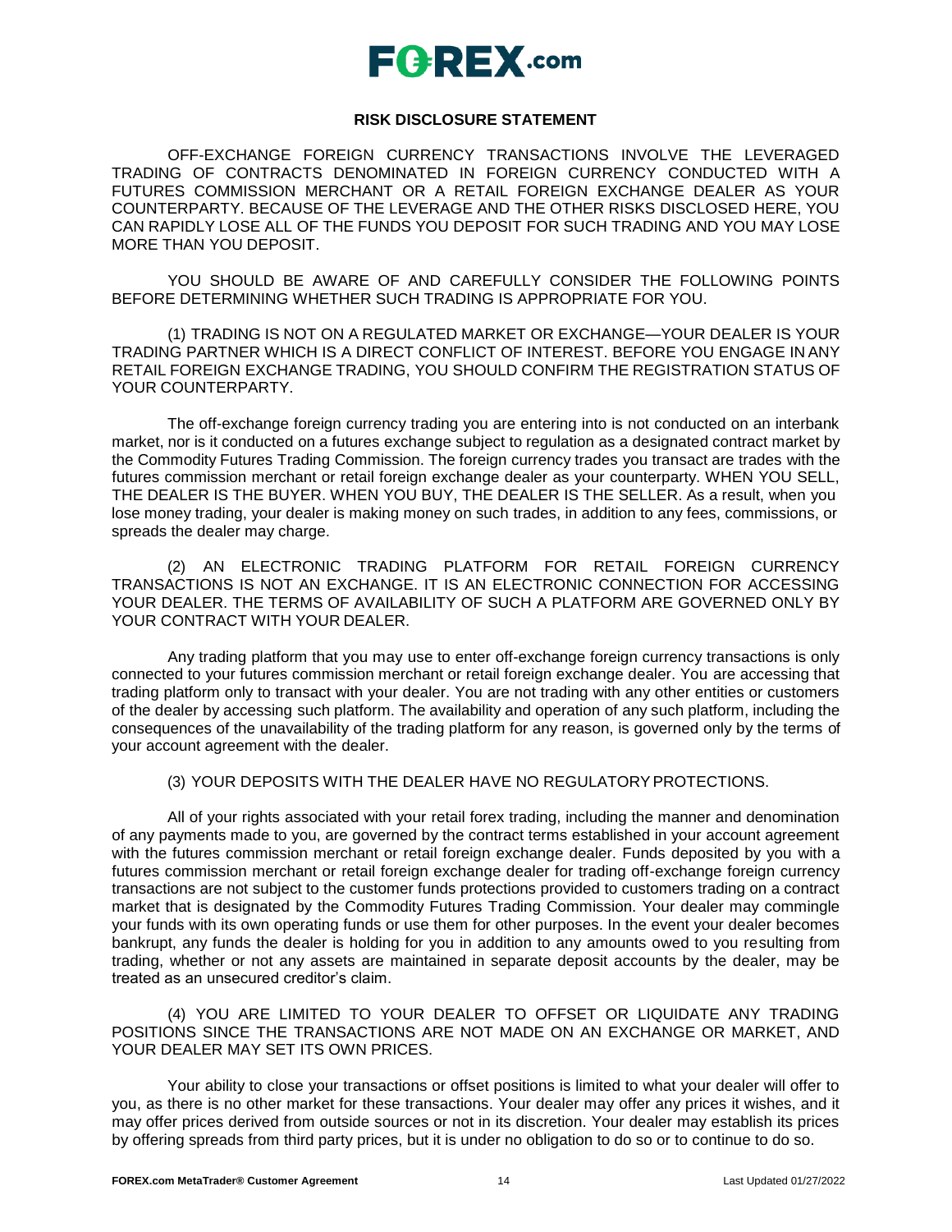## RISK DISCLOSURE STATEMENT

OFF-EXCHANGE FOREIGN CURRENCY TRANSACTIONS INVOLVE THE LEVERAGED TRADING OF CONTRACTS DENOMINATED IN FOREIGN CURRENCY CONDUCTED WITH A FUTURES COMMISSION MERCHANT OR A RETAIL FOREIGN EXCHANGE DEALER AS YOUR COUNTERPARTY. BECAUSE OF THE LEVERAGE AND THE OTHER RISKS DISCLOSED HERE, YOU CAN RAPIDLY LOSE ALL OF THE FUNDS YOU DEPOSIT FOR SUCH TRADING AND YOU MAY LOSE MORE THAN YOU DEPOSIT.

YOU SHOULD BE AWARE OF AND CAREFULLY CONSIDER THE FOLLOWING POINTS BEFORE DETERMINING WHETHER SUCH TRADING IS APPROPRIATE FOR YOU.

(1) TRADING IS NOT ON A REGULATED MARKET OR EXCHANGE—YOUR DEALER IS YOUR TRADING PARTNER WHICH IS A DIRECT CONFLICT OF INTEREST. BEFORE YOU ENGAGE IN ANY RETAIL FOREIGN EXCHANGE TRADING, YOU SHOULD CONFIRM THE REGISTRATION STATUS OF YOUR COUNTERPARTY.

The off-exchange foreign currency trading you are entering into is not conducted on an interbank market, nor is it conducted on a futures exchange subject to regulation as a designated contract market by the Commodity Futures Trading Commission. The foreign currency trades you transact are trades with the futures commission merchant or retail foreign exchange dealer as your counterparty. WHEN YOU SELL, THE DEALER IS THE BUYER. WHEN YOU BUY, THE DEALER IS THE SELLER. As a result, when you lose money trading, your dealer is making money on such trades, in addition to any fees, commissions, or spreads the dealer may charge.

(2) AN ELECTRONIC TRADING PLATFORM FOR RETAIL FOREIGN CURRENCY TRANSACTIONS IS NOT AN EXCHANGE. IT IS AN ELECTRONIC CONNECTION FOR ACCESSING YOUR DEALER. THE TERMS OF AVAILABILITY OF SUCH A PLATFORM ARE GOVERNED ONLY BY YOUR CONTRACT WITH YOUR DEALER.

Any trading platform that you may use to enter off-exchange foreign currency transactions is only connected to your futures commission merchant or retail foreign exchange dealer. You are accessing that trading platform only to transact with your dealer. You are not trading with any other entities or customers of the dealer by accessing such platform. The availability and operation of any such platform, including the consequences of the unavailability of the trading platform for any reason, is governed only by the terms of your account agreement with the dealer.

(3) YOUR DEPOSITS WITH THE DEALER HAVE NO REGULATORY PROTECTIONS.

All of your rights associated with your retail forex trading, including the manner and denomination of any payments made to you, are governed by the contract terms established in your account agreement with the futures commission merchant or retail foreign exchange dealer. Funds deposited by you with a futures commission merchant or retail foreign exchange dealer for trading off-exchange foreign currency transactions are not subject to the customer funds protections provided to customers trading on a contract market that is designated by the Commodity Futures Trading Commission. Your dealer may commingle your funds with its own operating funds or use them for other purposes. In the event your dealer becomes bankrupt, any funds the dealer is holding for you in addition to any amounts owed to you resulting from trading, whether or not any assets are maintained in separate deposit accounts by the dealer, may be treated as an unsecured creditor's claim.

(4) YOU ARE LIMITED TO YOUR DEALER TO OFFSET OR LIQUIDATE ANY TRADING POSITIONS SINCE THE TRANSACTIONS ARE NOT MADE ON AN EXCHANGE OR MARKET, AND YOUR DEALER MAY SET ITS OWN PRICES.

Your ability to close your transactions or offset positions is limited to what your dealer will offer to you, as there is no other market for these transactions. Your dealer may offer any prices it wishes, and it may offer prices derived from outside sources or not in its discretion. Your dealer may establish its prices by offering spreads from third party prices, but it is under no obligation to do so or to continue to do so.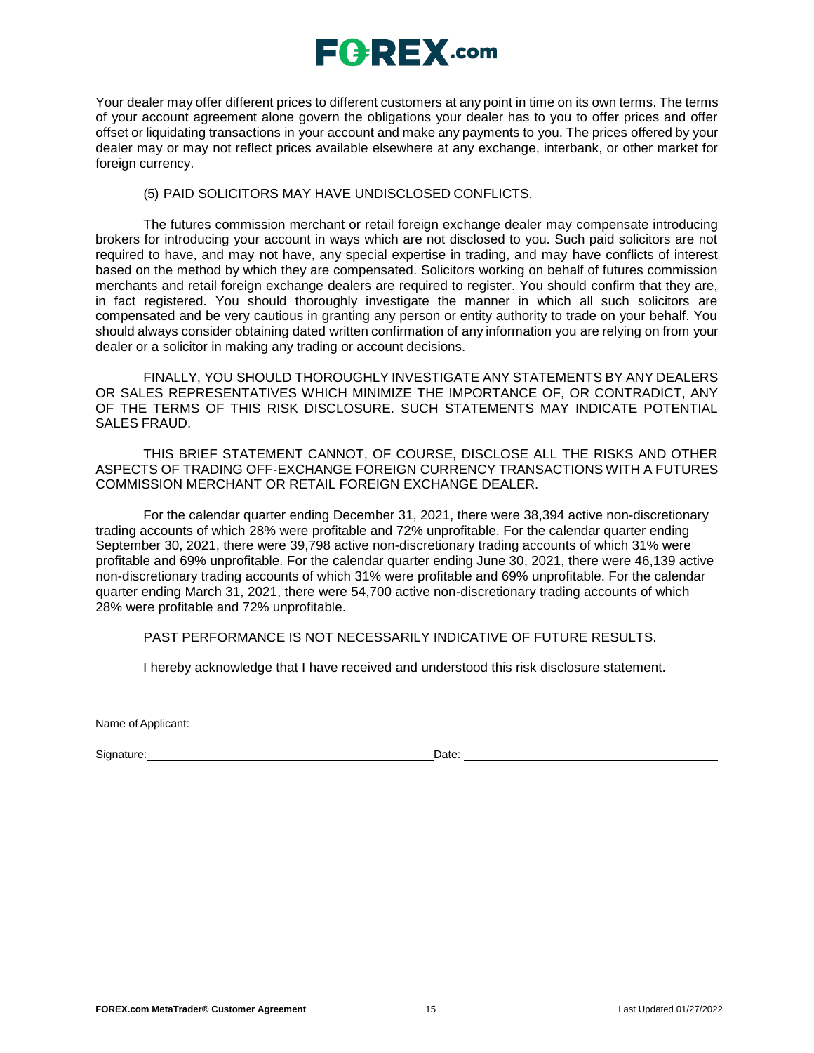Your dealer may offer different prices to different customers at any point in time on its own terms. The terms of your account agreement alone govern the obligations your dealer has to you to offer prices and offer offset or liquidating transactions in your account and make any payments to you. The prices offered by your dealer may or may not reflect prices available elsewhere at any exchange, interbank, or other market for foreign currency.

(5) PAID SOLICITORS MAY HAVE UNDISCLOSED CONFLICTS.

The futures commission merchant or retail foreign exchange dealer may compensate introducing brokers for introducing your account in ways which are not disclosed to you. Such paid solicitors are not required to have, and may not have, any special expertise in trading, and may have conflicts of interest based on the method by which they are compensated. Solicitors working on behalf of futures commission merchants and retail foreign exchange dealers are required to register. You should confirm that they are, in fact registered. You should thoroughly investigate the manner in which all such solicitors are compensated and be very cautious in granting any person or entity authority to trade on your behalf. You should always consider obtaining dated written confirmation of any information you are relying on from your dealer or a solicitor in making any trading or account decisions.

FINALLY, YOU SHOULD THOROUGHLY INVESTIGATE ANY STATEMENTS BY ANY DEALERS OR SALES REPRESENTATIVES WHICH MINIMIZE THE IMPORTANCE OF, OR CONTRADICT, ANY OF THE TERMS OF THIS RISK DISCLOSURE. SUCH STATEMENTS MAY INDICATE POTENTIAL SALES FRAUD.

THIS BRIEF STATEMENT CANNOT, OF COURSE, DISCLOSE ALL THE RISKS AND OTHER ASPECTS OF TRADING OFF-EXCHANGE FOREIGN CURRENCY TRANSACTIONS WITH A FUTURES COMMISSION MERCHANT OR RETAIL FOREIGN EXCHANGE DEALER.

For the calendar quarter ending December 31, 2021, there were 38,394 active non-discretionary trading accounts of which 28% were profitable and 72% unprofitable. For the calendar quarter ending September 30, 2021, there were 39,798 active non-discretionary trading accounts of which 31% were profitable and 69% unprofitable. For the calendar quarter ending June 30, 2021, there were 46,139 active non-discretionary trading accounts of which 31% were profitable and 69% unprofitable. For the calendar quarter ending March 31, 2021, there were 54,700 active non-discretionary trading accounts of which 28% were profitable and 72% unprofitable.

PAST PERFORMANCE IS NOT NECESSARILY INDICATIVE OF FUTURE RESULTS.

I hereby acknowledge that I have received and understood this risk disclosure statement.

Name of Applicant: \_\_\_\_\_\_\_\_\_\_\_\_\_\_\_\_\_\_\_\_\_\_\_\_\_\_\_\_\_\_\_\_\_\_\_\_\_\_\_\_

Signature: \_\_\_\_\_\_\_\_\_\_\_\_\_\_\_\_\_\_\_\_\_\_\_\_ Date: \_\_\_\_\_\_\_\_\_\_\_\_\_\_\_\_\_\_\_\_\_\_\_\_